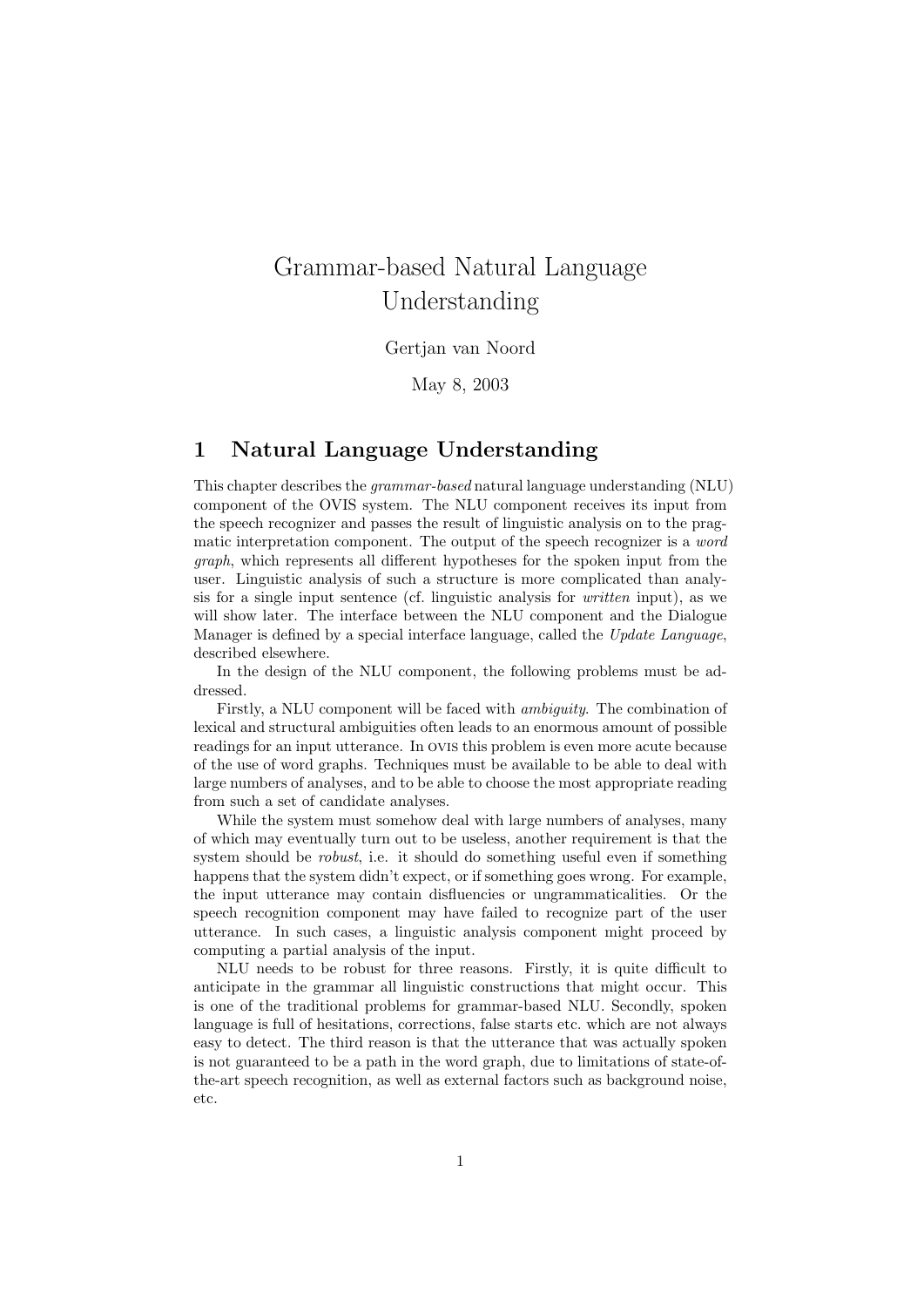# Grammar-based Natural Language Understanding

Gertjan van Noord

May 8, 2003

## 1 Natural Language Understanding

This chapter describes the *grammar-based* natural language understanding (NLU) component of the OVIS system. The NLU component receives its input from the speech recognizer and passes the result of linguistic analysis on to the pragmatic interpretation component. The output of the speech recognizer is a *word graph*, which represents all different hypotheses for the spoken input from the user. Linguistic analysis of such a structure is more complicated than analysis for a single input sentence (cf. linguistic analysis for *written* input), as we will show later. The interface between the NLU component and the Dialogue Manager is defined by a special interface language, called the *Update Language*, described elsewhere.

In the design of the NLU component, the following problems must be addressed.

Firstly, a NLU component will be faced with *ambiguity*. The combination of lexical and structural ambiguities often leads to an enormous amount of possible readings for an input utterance. In OVIS this problem is even more acute because of the use of word graphs. Techniques must be available to be able to deal with large numbers of analyses, and to be able to choose the most appropriate reading from such a set of candidate analyses.

While the system must somehow deal with large numbers of analyses, many of which may eventually turn out to be useless, another requirement is that the system should be *robust*, i.e. it should do something useful even if something happens that the system didn't expect, or if something goes wrong. For example, the input utterance may contain disfluencies or ungrammaticalities. Or the speech recognition component may have failed to recognize part of the user utterance. In such cases, a linguistic analysis component might proceed by computing a partial analysis of the input.

NLU needs to be robust for three reasons. Firstly, it is quite difficult to anticipate in the grammar all linguistic constructions that might occur. This is one of the traditional problems for grammar-based NLU. Secondly, spoken language is full of hesitations, corrections, false starts etc. which are not always easy to detect. The third reason is that the utterance that was actually spoken is not guaranteed to be a path in the word graph, due to limitations of state-of-the-art speech recognition, as well as external factors such as background noise, etc.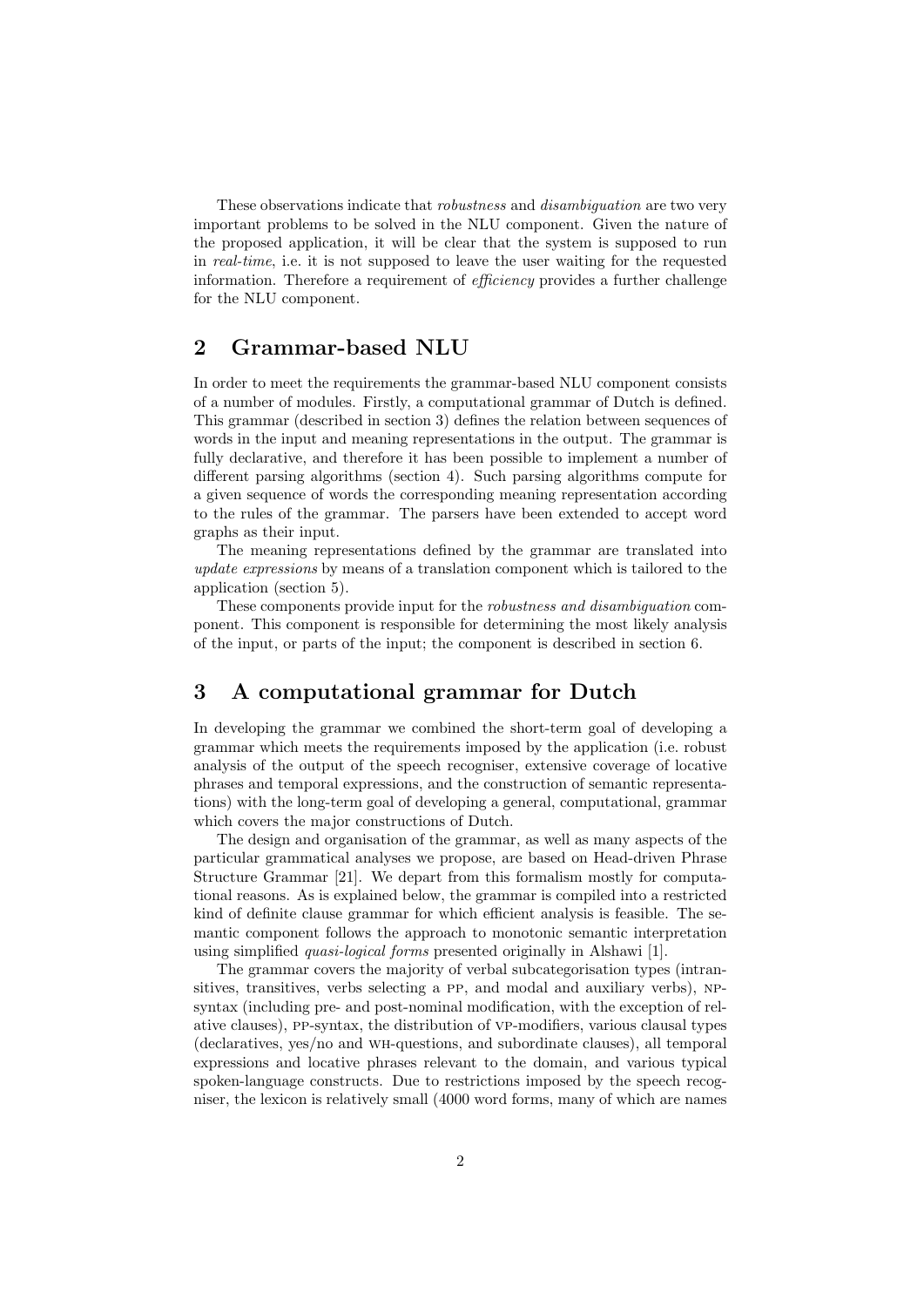These observations indicate that *robustness* and *disambiguation* are two very important problems to be solved in the NLU component. Given the nature of the proposed application, it will be clear that the system is supposed to run in *real-time*, i.e. it is not supposed to leave the user waiting for the requested information. Therefore a requirement of *efficiency* provides a further challenge for the NLU component.

## 2 Grammar-based NLU

In order to meet the requirements the grammar-based NLU component consists of a number of modules. Firstly, a computational grammar of Dutch is defined. This grammar (described in section 3) defines the relation between sequences of words in the input and meaning representations in the output. The grammar is fully declarative, and therefore it has been possible to implement a number of different parsing algorithms (section 4). Such parsing algorithms compute for a given sequence of words the corresponding meaning representation according to the rules of the grammar. The parsers have been extended to accept word graphs as their input.

The meaning representations defined by the grammar are translated into *update expressions* by means of a translation component which is tailored to the application (section 5).

These components provide input for the *robustness and disambiguation* component. This component is responsible for determining the most likely analysis of the input, or parts of the input; the component is described in section 6.

## 3 A computational grammar for Dutch

In developing the grammar we combined the short-term goal of developing a grammar which meets the requirements imposed by the application (i.e. robust analysis of the output of the speech recogniser, extensive coverage of locative phrases and temporal expressions, and the construction of semantic representations) with the long-term goal of developing a general, computational, grammar which covers the major constructions of Dutch.

The design and organisation of the grammar, as well as many aspects of the particular grammatical analyses we propose, are based on Head-driven Phrase Structure Grammar [21]. We depart from this formalism mostly for computational reasons. As is explained below, the grammar is compiled into a restricted kind of definite clause grammar for which efficient analysis is feasible. The semantic component follows the approach to monotonic semantic interpretation using simplified *quasi-logical forms* presented originally in Alshawi [1].

The grammar covers the majority of verbal subcategorisation types (intransitives, transitives, verbs selecting a PP, and modal and auxiliary verbs), NP-syntax (including pre- and post-nominal modification, with the exception of relative clauses), PP-syntax, the distribution of VP-modifiers, various clausal types (declaratives, yes/no and WH-questions, and subordinate clauses), all temporal expressions and locative phrases relevant to the domain, and various typical spoken-language constructs. Due to restrictions imposed by the speech recogniser, the lexicon is relatively small (4000 word forms, many of which are names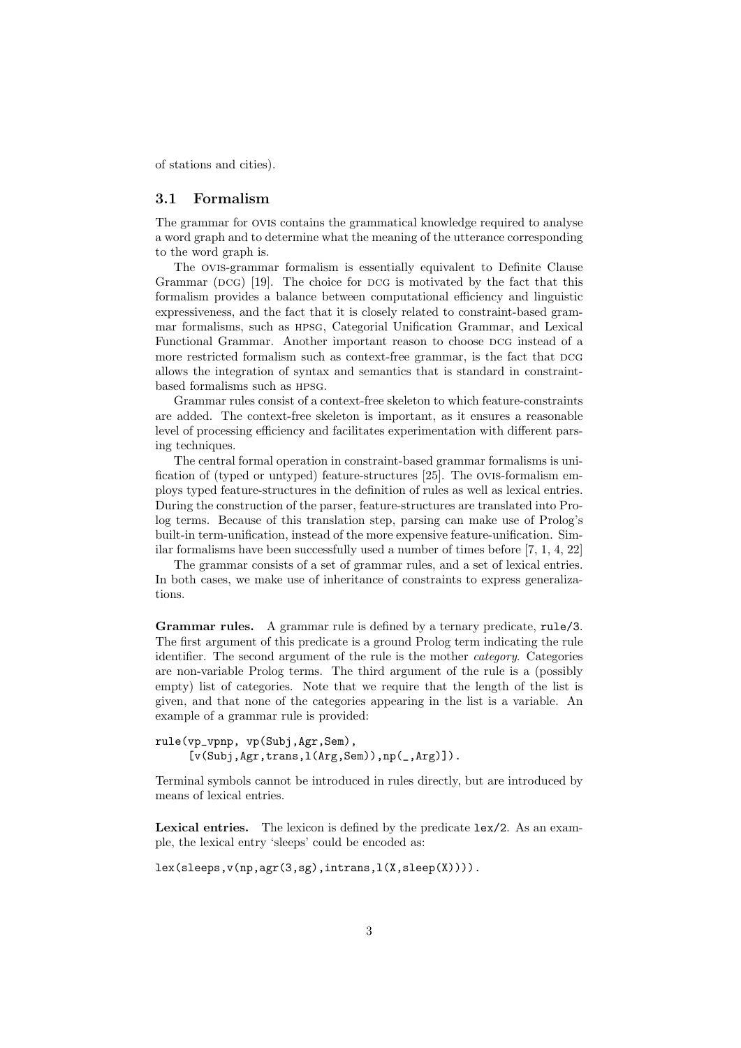of stations and cities).

## 3.1 Formalism

The grammar for OVIS contains the grammatical knowledge required to analyse a word graph and to determine what the meaning of the utterance corresponding to the word graph is.

The OVIS-grammar formalism is essentially equivalent to Definite Clause Grammar (DCG) [19]. The choice for DCG is motivated by the fact that this formalism provides a balance between computational efficiency and linguistic expressiveness, and the fact that it is closely related to constraint-based grammar formalisms, such as HPSG, Categorial Unification Grammar, and Lexical Functional Grammar. Another important reason to choose DCG instead of a more restricted formalism such as context-free grammar, is the fact that DCG allows the integration of syntax and semantics that is standard in constraint-based formalisms such as HPSG.

Grammar rules consist of a context-free skeleton to which feature-constraints are added. The context-free skeleton is important, as it ensures a reasonable level of processing efficiency and facilitates experimentation with different parsing techniques.

The central formal operation in constraint-based grammar formalisms is unification of (typed or untyped) feature-structures [25]. The OVIS-formalism employs typed feature-structures in the definition of rules as well as lexical entries. During the construction of the parser, feature-structures are translated into Prolog terms. Because of this translation step, parsing can make use of Prolog's built-in term-unification, instead of the more expensive feature-unification. Similar formalisms have been successfully used a number of times before [7, 1, 4, 22]

The grammar consists of a set of grammar rules, and a set of lexical entries. In both cases, we make use of inheritance of constraints to express generalizations.

**Grammar rules.** A grammar rule is defined by a ternary predicate, `rule/3`. The first argument of this predicate is a ground Prolog term indicating the rule identifier. The second argument of the rule is the mother *category*. Categories are non-variable Prolog terms. The third argument of the rule is a (possibly empty) list of categories. Note that we require that the length of the list is given, and that none of the categories appearing in the list is a variable. An example of a grammar rule is provided:

```
rule(vp_vpnp, vp(Subj,Agr,Sem),
     [v(Subj,Agr,trans,l(Arg,Sem)),np(_,Arg)]).
```

Terminal symbols cannot be introduced in rules directly, but are introduced by means of lexical entries.

**Lexical entries.** The lexicon is defined by the predicate `lex/2`. As an example, the lexical entry 'sleeps' could be encoded as:

```
lex(sleeps,v(np,agr(3,sg),intrans,l(X,sleep(X)))).
```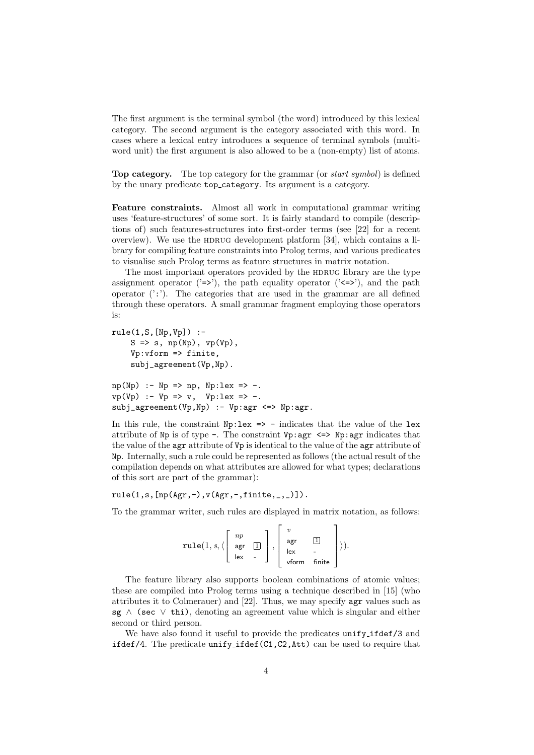The first argument is the terminal symbol (the word) introduced by this lexical category. The second argument is the category associated with this word. In cases where a lexical entry introduces a sequence of terminal symbols (multi-word unit) the first argument is also allowed to be a (non-empty) list of atoms.

**Top category.** The top category for the grammar (or *start symbol*) is defined by the unary predicate `top_category`. Its argument is a category.

**Feature constraints.** Almost all work in computational grammar writing uses 'feature-structures' of some sort. It is fairly standard to compile (descriptions of) such features-structures into first-order terms (see [22] for a recent overview). We use the HDRUG development platform [34], which contains a library for compiling feature constraints into Prolog terms, and various predicates to visualise such Prolog terms as feature structures in matrix notation.

The most important operators provided by the HDRUG library are the type assignment operator ('`=>`'), the path equality operator ('`<=>`'), and the path operator ('`:`'). The categories that are used in the grammar are all defined through these operators. A small grammar fragment employing those operators is:

```
rule(1,S,[Np,Vp]) :-
    S => s, np(Np), vp(Vp),
    Vp:vform => finite,
    subj_agreement(Vp,Np).

np(Np) :- Np => np, Np:lex => -.
vp(Vp) :- Vp => v,  Vp:lex => -.
subj_agreement(Vp,Np) :- Vp:agr <=> Np:agr.
```

In this rule, the constraint `Np:lex => -` indicates that the value of the `lex` attribute of `Np` is of type `-`. The constraint `Vp:agr <=> Np:agr` indicates that the value of the `agr` attribute of `Vp` is identical to the value of the `agr` attribute of `Np`. Internally, such a rule could be represented as follows (the actual result of the compilation depends on what attributes are allowed for what types; declarations of this sort are part of the grammar):

```
rule(1,s,[np(Agr,-),v(Agr,-,finite,_,_)]).
```

To the grammar writer, such rules are displayed in matrix notation, as follows:

$$\texttt{rule}(1, s, \langle \begin{bmatrix} np & \\ \textsf{agr} & \boxed{1} \\ \textsf{lex} & \textsf{-} \end{bmatrix}, \begin{bmatrix} v & \\ \textsf{agr} & \boxed{1} \\ \textsf{lex} & \textsf{-} \\ \textsf{vform} & \textsf{finite} \end{bmatrix} \rangle).$$

The feature library also supports boolean combinations of atomic values; these are compiled into Prolog terms using a technique described in [15] (who attributes it to Colmerauer) and [22]. Thus, we may specify `agr` values such as `sg` ∧ `(sec` ∨ `thi)`, denoting an agreement value which is singular and either second or third person.

We have also found it useful to provide the predicates `unify_ifdef/3` and `ifdef/4`. The predicate `unify_ifdef(C1,C2,Att)` can be used to require that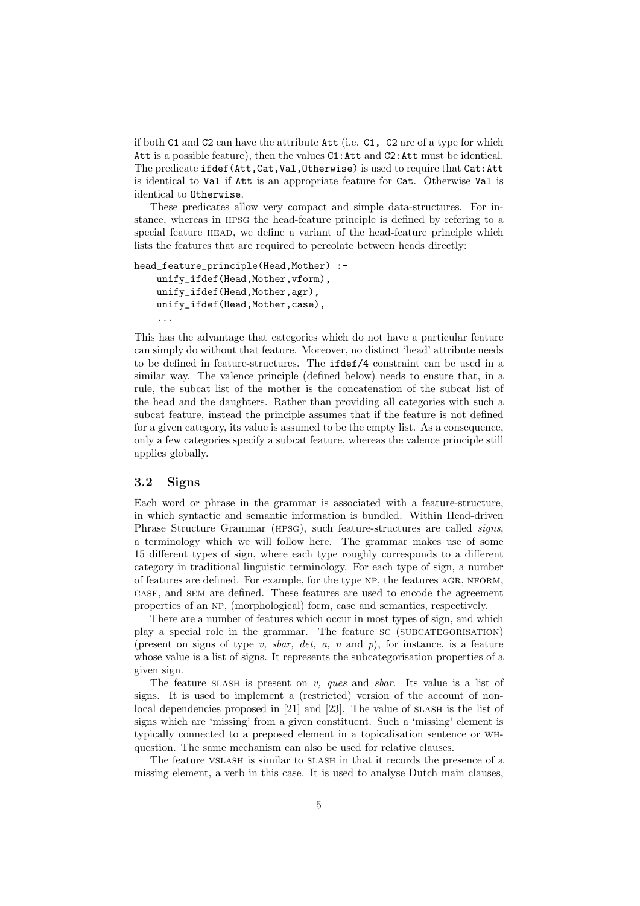if both `C1` and `C2` can have the attribute `Att` (i.e. `C1, C2` are of a type for which `Att` is a possible feature), then the values `C1:Att` and `C2:Att` must be identical. The predicate `ifdef(Att,Cat,Val,Otherwise)` is used to require that `Cat:Att` is identical to `Val` if `Att` is an appropriate feature for `Cat`. Otherwise `Val` is identical to `Otherwise`.

These predicates allow very compact and simple data-structures. For instance, whereas in HPSG the head-feature principle is defined by refering to a special feature HEAD, we define a variant of the head-feature principle which lists the features that are required to percolate between heads directly:

```
head_feature_principle(Head,Mother) :-
    unify_ifdef(Head,Mother,vform),
    unify_ifdef(Head,Mother,agr),
    unify_ifdef(Head,Mother,case),
    ...
```

This has the advantage that categories which do not have a particular feature can simply do without that feature. Moreover, no distinct 'head' attribute needs to be defined in feature-structures. The `ifdef/4` constraint can be used in a similar way. The valence principle (defined below) needs to ensure that, in a rule, the subcat list of the mother is the concatenation of the subcat list of the head and the daughters. Rather than providing all categories with such a subcat feature, instead the principle assumes that if the feature is not defined for a given category, its value is assumed to be the empty list. As a consequence, only a few categories specify a subcat feature, whereas the valence principle still applies globally.

### 3.2 Signs

Each word or phrase in the grammar is associated with a feature-structure, in which syntactic and semantic information is bundled. Within Head-driven Phrase Structure Grammar (HPSG), such feature-structures are called *signs*, a terminology which we will follow here. The grammar makes use of some 15 different types of sign, where each type roughly corresponds to a different category in traditional linguistic terminology. For each type of sign, a number of features are defined. For example, for the type NP, the features AGR, NFORM, CASE, and SEM are defined. These features are used to encode the agreement properties of an NP, (morphological) form, case and semantics, respectively.

There are a number of features which occur in most types of sign, and which play a special role in the grammar. The feature SC (SUBCATEGORISATION) (present on signs of type *v, sbar, det, a, n* and *p*), for instance, is a feature whose value is a list of signs. It represents the subcategorisation properties of a given sign.

The feature SLASH is present on *v, ques* and *sbar*. Its value is a list of signs. It is used to implement a (restricted) version of the account of nonlocal dependencies proposed in [21] and [23]. The value of SLASH is the list of signs which are 'missing' from a given constituent. Such a 'missing' element is typically connected to a preposed element in a topicalisation sentence or WH-question. The same mechanism can also be used for relative clauses.

The feature VSLASH is similar to SLASH in that it records the presence of a missing element, a verb in this case. It is used to analyse Dutch main clauses,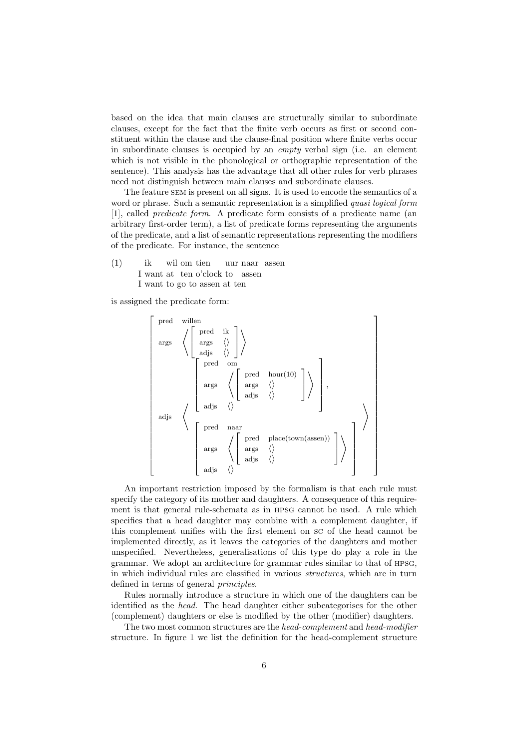based on the idea that main clauses are structurally similar to subordinate clauses, except for the fact that the finite verb occurs as first or second constituent within the clause and the clause-final position where finite verbs occur in subordinate clauses is occupied by an *empty* verbal sign (i.e. an element which is not visible in the phonological or orthographic representation of the sentence). This analysis has the advantage that all other rules for verb phrases need not distinguish between main clauses and subordinate clauses.

The feature SEM is present on all signs. It is used to encode the semantics of a word or phrase. Such a semantic representation is a simplified *quasi logical form* [1], called *predicate form*. A predicate form consists of a predicate name (an arbitrary first-order term), a list of predicate forms representing the arguments of the predicate, and a list of semantic representations representing the modifiers of the predicate. For instance, the sentence

(1) ik wil om tien uur naar assen
I want at ten o'clock to assen
I want to go to assen at ten

is assigned the predicate form:

$$\begin{bmatrix} \text{pred} & \text{willen} \\ \text{args} & \left\langle \begin{bmatrix} \text{pred} & \text{ik} \\ \text{args} & \langle\rangle \\ \text{adjs} & \langle\rangle \end{bmatrix} \right\rangle \\ \text{adjs} & \left\langle \begin{bmatrix} \text{pred} & \text{om} \\ \text{args} & \left\langle \begin{bmatrix} \text{pred} & \text{hour(10)} \\ \text{args} & \langle\rangle \\ \text{adjs} & \langle\rangle \end{bmatrix} \right\rangle \\ \text{adjs} & \langle\rangle \end{bmatrix}, \begin{bmatrix} \text{pred} & \text{naar} \\ \text{args} & \left\langle \begin{bmatrix} \text{pred} & \text{place(town(assen))} \\ \text{args} & \langle\rangle \\ \text{adjs} & \langle\rangle \end{bmatrix} \right\rangle \\ \text{adjs} & \langle\rangle \end{bmatrix} \right\rangle \end{bmatrix}$$

An important restriction imposed by the formalism is that each rule must specify the category of its mother and daughters. A consequence of this requirement is that general rule-schemata as in HPSG cannot be used. A rule which specifies that a head daughter may combine with a complement daughter, if this complement unifies with the first element on SC of the head cannot be implemented directly, as it leaves the categories of the daughters and mother unspecified. Nevertheless, generalisations of this type do play a role in the grammar. We adopt an architecture for grammar rules similar to that of HPSG, in which individual rules are classified in various *structures*, which are in turn defined in terms of general *principles*.

Rules normally introduce a structure in which one of the daughters can be identified as the *head*. The head daughter either subcategorises for the other (complement) daughters or else is modified by the other (modifier) daughters.

The two most common structures are the *head-complement* and *head-modifier* structure. In figure 1 we list the definition for the head-complement structure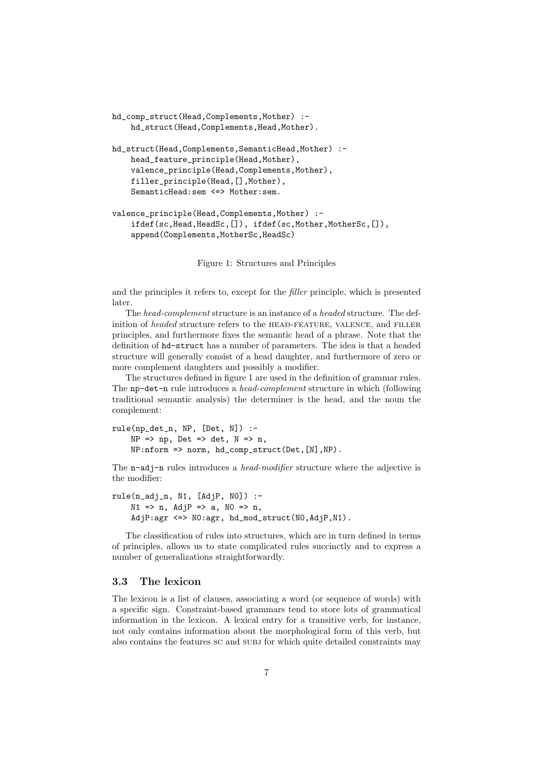```
hd_comp_struct(Head,Complements,Mother) :-
    hd_struct(Head,Complements,Head,Mother).

hd_struct(Head,Complements,SemanticHead,Mother) :-
    head_feature_principle(Head,Mother),
    valence_principle(Head,Complements,Mother),
    filler_principle(Head,[],Mother),
    SemanticHead:sem <=> Mother:sem.

valence_principle(Head,Complements,Mother) :-
    ifdef(sc,Head,HeadSc,[]), ifdef(sc,Mother,MotherSc,[]),
    append(Complements,MotherSc,HeadSc)
```

Figure 1: Structures and Principles

and the principles it refers to, except for the *filler* principle, which is presented later.

The *head-complement* structure is an instance of a *headed* structure. The definition of *headed* structure refers to the HEAD-FEATURE, VALENCE, and FILLER principles, and furthermore fixes the semantic head of a phrase. Note that the definition of `hd-struct` has a number of parameters. The idea is that a headed structure will generally consist of a head daughter, and furthermore of zero or more complement daughters and possibly a modifier.

The structures defined in figure 1 are used in the definition of grammar rules. The `np-det-n` rule introduces a *head-complement* structure in which (following traditional semantic analysis) the determiner is the head, and the noun the complement:

```
rule(np_det_n, NP, [Det, N]) :-
    NP => np, Det => det, N => n,
    NP:nform => norm, hd_comp_struct(Det,[N],NP).
```

The `n-adj-n` rules introduces a *head-modifier* structure where the adjective is the modifier:

```
rule(n_adj_n, N1, [AdjP, N0]) :-
    N1 => n, AdjP => a, N0 => n,
    AdjP:agr <=> N0:agr, hd_mod_struct(N0,AdjP,N1).
```

The classification of rules into structures, which are in turn defined in terms of principles, allows us to state complicated rules succinctly and to express a number of generalizations straightforwardly.

### 3.3 The lexicon

The lexicon is a list of clauses, associating a word (or sequence of words) with a specific sign. Constraint-based grammars tend to store lots of grammatical information in the lexicon. A lexical entry for a transitive verb, for instance, not only contains information about the morphological form of this verb, but also contains the features SC and SUBJ for which quite detailed constraints may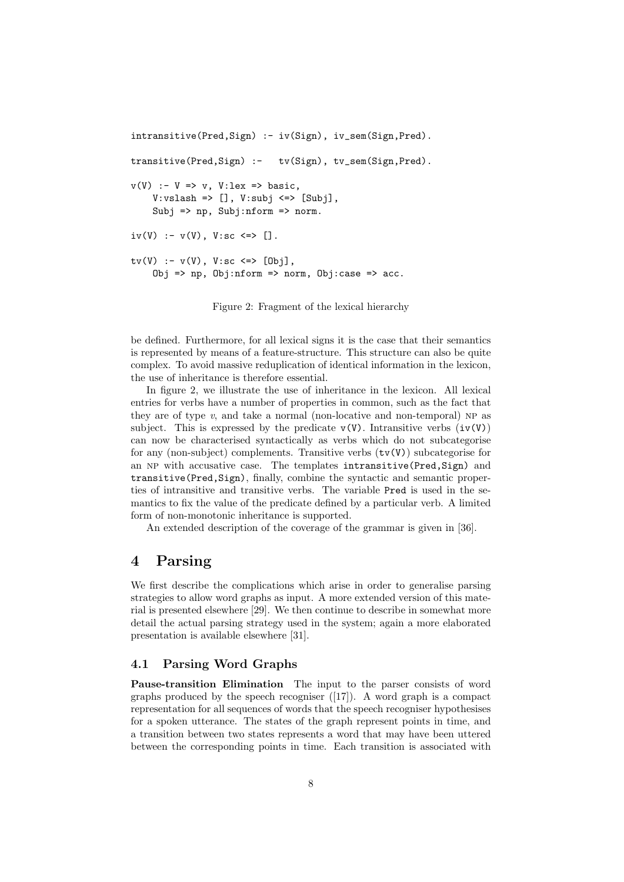```
intransitive(Pred,Sign) :- iv(Sign), iv_sem(Sign,Pred).

transitive(Pred,Sign) :-   tv(Sign), tv_sem(Sign,Pred).

v(V) :- V => v, V:lex => basic,
    V:vslash => [], V:subj <=> [Subj],
    Subj => np, Subj:nform => norm.

iv(V) :- v(V), V:sc <=> [].

tv(V) :- v(V), V:sc <=> [Obj],
    Obj => np, Obj:nform => norm, Obj:case => acc.
```

Figure 2: Fragment of the lexical hierarchy

be defined. Furthermore, for all lexical signs it is the case that their semantics is represented by means of a feature-structure. This structure can also be quite complex. To avoid massive reduplication of identical information in the lexicon, the use of inheritance is therefore essential.

In figure 2, we illustrate the use of inheritance in the lexicon. All lexical entries for verbs have a number of properties in common, such as the fact that they are of type *v*, and take a normal (non-locative and non-temporal) NP as subject. This is expressed by the predicate `v(V)`. Intransitive verbs (`iv(V)`) can now be characterised syntactically as verbs which do not subcategorise for any (non-subject) complements. Transitive verbs (`tv(V)`) subcategorise for an NP with accusative case. The templates `intransitive(Pred,Sign)` and `transitive(Pred,Sign)`, finally, combine the syntactic and semantic properties of intransitive and transitive verbs. The variable `Pred` is used in the semantics to fix the value of the predicate defined by a particular verb. A limited form of non-monotonic inheritance is supported.

An extended description of the coverage of the grammar is given in [36].

# 4 Parsing

We first describe the complications which arise in order to generalise parsing strategies to allow word graphs as input. A more extended version of this material is presented elsewhere [29]. We then continue to describe in somewhat more detail the actual parsing strategy used in the system; again a more elaborated presentation is available elsewhere [31].

## 4.1 Parsing Word Graphs

**Pause-transition Elimination** The input to the parser consists of word graphs produced by the speech recogniser ([17]). A word graph is a compact representation for all sequences of words that the speech recogniser hypothesises for a spoken utterance. The states of the graph represent points in time, and a transition between two states represents a word that may have been uttered between the corresponding points in time. Each transition is associated with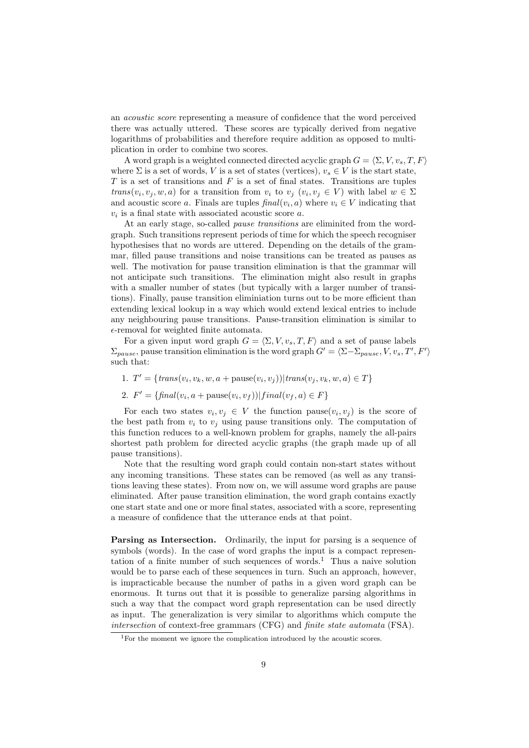an *acoustic score* representing a measure of confidence that the word perceived there was actually uttered. These scores are typically derived from negative logarithms of probabilities and therefore require addition as opposed to multiplication in order to combine two scores.

A word graph is a weighted connected directed acyclic graph $G = \langle \Sigma, V, v_s, T, F \rangle$ where $\Sigma$ is a set of words, $V$ is a set of states (vertices), $v_s \in V$ is the start state, $T$ is a set of transitions and $F$ is a set of final states. Transitions are tuples $trans(v_i, v_j, w, a)$ for a transition from $v_i$ to $v_j$ ($v_i, v_j \in V$) with label $w \in \Sigma$ and acoustic score $a$. Finals are tuples $final(v_i, a)$ where $v_i \in V$ indicating that $v_i$ is a final state with associated acoustic score $a$.

At an early stage, so-called *pause transitions* are eliminited from the wordgraph. Such transitions represent periods of time for which the speech recogniser hypothesises that no words are uttered. Depending on the details of the grammar, filled pause transitions and noise transitions can be treated as pauses as well. The motivation for pause transition elimination is that the grammar will not anticipate such transitions. The elimination might also result in graphs with a smaller number of states (but typically with a larger number of transitions). Finally, pause transition eliminiation turns out to be more efficient than extending lexical lookup in a way which would extend lexical entries to include any neighbouring pause transitions. Pause-transition elimination is similar to $\epsilon$-removal for weighted finite automata.

For a given input word graph $G = \langle \Sigma, V, v_s, T, F \rangle$ and a set of pause labels $\Sigma_{pause}$, pause transition elimination is the word graph $G' = \langle \Sigma - \Sigma_{pause}, V, v_s, T', F' \rangle$ such that:

1. $T' = \{trans(v_i, v_k, w, a + \text{pause}(v_i, v_j)) | trans(v_j, v_k, w, a) \in T\}$
2. $F' = \{final(v_i, a + \text{pause}(v_i, v_f)) | final(v_f, a) \in F\}$

For each two states $v_i, v_j \in V$ the function $\text{pause}(v_i, v_j)$ is the score of the best path from $v_i$ to $v_j$ using pause transitions only. The computation of this function reduces to a well-known problem for graphs, namely the all-pairs shortest path problem for directed acyclic graphs (the graph made up of all pause transitions).

Note that the resulting word graph could contain non-start states without any incoming transitions. These states can be removed (as well as any transitions leaving these states). From now on, we will assume word graphs are pause eliminated. After pause transition elimination, the word graph contains exactly one start state and one or more final states, associated with a score, representing a measure of confidence that the utterance ends at that point.

**Parsing as Intersection.** Ordinarily, the input for parsing is a sequence of symbols (words). In the case of word graphs the input is a compact representation of a finite number of such sequences of words.[1] Thus a naive solution would be to parse each of these sequences in turn. Such an approach, however, is impracticable because the number of paths in a given word graph can be enormous. It turns out that it is possible to generalize parsing algorithms in such a way that the compact word graph representation can be used directly as input. The generalization is very similar to algorithms which compute the *intersection* of context-free grammars (CFG) and *finite state automata* (FSA).

[1] For the moment we ignore the complication introduced by the acoustic scores.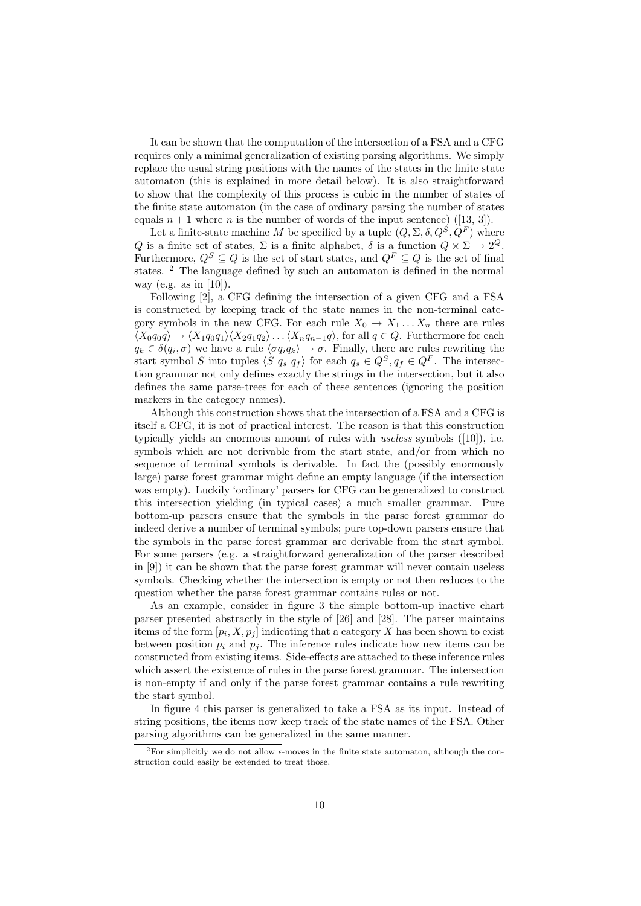It can be shown that the computation of the intersection of a FSA and a CFG requires only a minimal generalization of existing parsing algorithms. We simply replace the usual string positions with the names of the states in the finite state automaton (this is explained in more detail below). It is also straightforward to show that the complexity of this process is cubic in the number of states of the finite state automaton (in the case of ordinary parsing the number of states equals $n+1$ where $n$ is the number of words of the input sentence) ([13, 3]).

Let a finite-state machine $M$ be specified by a tuple $(Q, \Sigma, \delta, Q^S, Q^F)$ where $Q$ is a finite set of states, $\Sigma$ is a finite alphabet, $\delta$ is a function $Q \times \Sigma \rightarrow 2^Q$. Furthermore, $Q^S \subseteq Q$ is the set of start states, and $Q^F \subseteq Q$ is the set of final states. [2] The language defined by such an automaton is defined in the normal way (e.g. as in [10]).

Following [2], a CFG defining the intersection of a given CFG and a FSA is constructed by keeping track of the state names in the non-terminal category symbols in the new CFG. For each rule $X_0 \rightarrow X_1 \ldots X_n$ there are rules $\langle X_0 q_0 q \rangle \rightarrow \langle X_1 q_0 q_1 \rangle \langle X_2 q_1 q_2 \rangle \ldots \langle X_n q_{n-1} q \rangle$, for all $q \in Q$. Furthermore for each $q_k \in \delta(q_i, \sigma)$ we have a rule $\langle \sigma q_i q_k \rangle \rightarrow \sigma$. Finally, there are rules rewriting the start symbol $S$ into tuples $\langle S\ q_s\ q_f \rangle$ for each $q_s \in Q^S, q_f \in Q^F$. The intersection grammar not only defines exactly the strings in the intersection, but it also defines the same parse-trees for each of these sentences (ignoring the position markers in the category names).

Although this construction shows that the intersection of a FSA and a CFG is itself a CFG, it is not of practical interest. The reason is that this construction typically yields an enormous amount of rules with *useless* symbols ([10]), i.e. symbols which are not derivable from the start state, and/or from which no sequence of terminal symbols is derivable. In fact the (possibly enormously large) parse forest grammar might define an empty language (if the intersection was empty). Luckily 'ordinary' parsers for CFG can be generalized to construct this intersection yielding (in typical cases) a much smaller grammar. Pure bottom-up parsers ensure that the symbols in the parse forest grammar do indeed derive a number of terminal symbols; pure top-down parsers ensure that the symbols in the parse forest grammar are derivable from the start symbol. For some parsers (e.g. a straightforward generalization of the parser described in [9]) it can be shown that the parse forest grammar will never contain useless symbols. Checking whether the intersection is empty or not then reduces to the question whether the parse forest grammar contains rules or not.

As an example, consider in figure 3 the simple bottom-up inactive chart parser presented abstractly in the style of [26] and [28]. The parser maintains items of the form $[p_i, X, p_j]$ indicating that a category $X$ has been shown to exist between position $p_i$ and $p_j$. The inference rules indicate how new items can be constructed from existing items. Side-effects are attached to these inference rules which assert the existence of rules in the parse forest grammar. The intersection is non-empty if and only if the parse forest grammar contains a rule rewriting the start symbol.

In figure 4 this parser is generalized to take a FSA as its input. Instead of string positions, the items now keep track of the state names of the FSA. Other parsing algorithms can be generalized in the same manner.

[2] For simplicitly we do not allow $\epsilon$-moves in the finite state automaton, although the construction could easily be extended to treat those.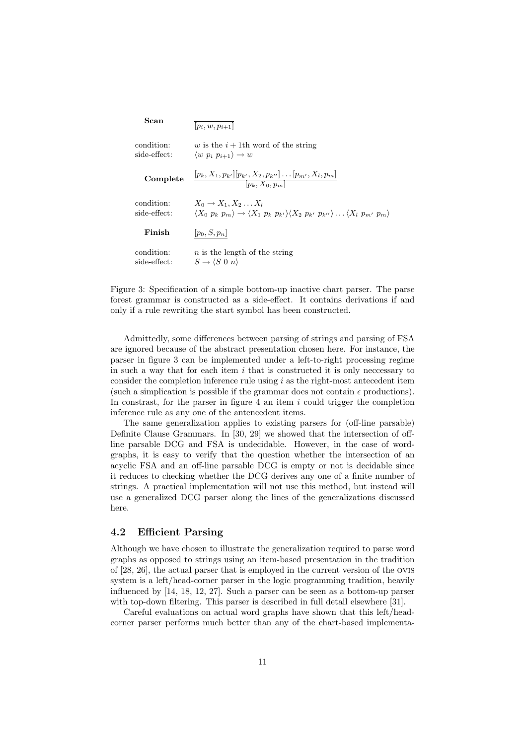**Scan**

$$\frac{}{[p_i, w, p_{i+1}]}$$

condition: $w$ is the $i+1$th word of the string
side-effect: $\langle w\ p_i\ p_{i+1}\rangle \rightarrow w$

**Complete**

$$\frac{[p_k, X_1, p_{k'}][p_{k'}, X_2, p_{k''}] \ldots [p_{m'}, X_l, p_m]}{[p_k, X_0, p_m]}$$

condition: $X_0 \rightarrow X_1, X_2 \ldots X_l$
side-effect: $\langle X_0\ p_k\ p_m\rangle \rightarrow \langle X_1\ p_k\ p_{k'}\rangle\langle X_2\ p_{k'}\ p_{k''}\rangle \ldots \langle X_l\ p_{m'}\ p_m\rangle$

**Finish**

$$\overline{[p_0, S, p_n]}$$

condition: $n$ is the length of the string
side-effect: $S \rightarrow \langle S\ 0\ n\rangle$

Figure 3: Specification of a simple bottom-up inactive chart parser. The parse forest grammar is constructed as a side-effect. It contains derivations if and only if a rule rewriting the start symbol has been constructed.

Admittedly, some differences between parsing of strings and parsing of FSA are ignored because of the abstract presentation chosen here. For instance, the parser in figure 3 can be implemented under a left-to-right processing regime in such a way that for each item $i$ that is constructed it is only neccessary to consider the completion inference rule using $i$ as the right-most antecedent item (such a simplication is possible if the grammar does not contain $\epsilon$ productions). In constrast, for the parser in figure 4 an item $i$ could trigger the completion inference rule as any one of the antencedent items.

The same generalization applies to existing parsers for (off-line parsable) Definite Clause Grammars. In [30, 29] we showed that the intersection of off-line parsable DCG and FSA is undecidable. However, in the case of word-graphs, it is easy to verify that the question whether the intersection of an acyclic FSA and an off-line parsable DCG is empty or not is decidable since it reduces to checking whether the DCG derives any one of a finite number of strings. A practical implementation will not use this method, but instead will use a generalized DCG parser along the lines of the generalizations discussed here.

## 4.2 Efficient Parsing

Although we have chosen to illustrate the generalization required to parse word graphs as opposed to strings using an item-based presentation in the tradition of [28, 26], the actual parser that is employed in the current version of the OVIS system is a left/head-corner parser in the logic programming tradition, heavily influenced by [14, 18, 12, 27]. Such a parser can be seen as a bottom-up parser with top-down filtering. This parser is described in full detail elsewhere [31].

Careful evaluations on actual word graphs have shown that this left/head-corner parser performs much better than any of the chart-based implementa-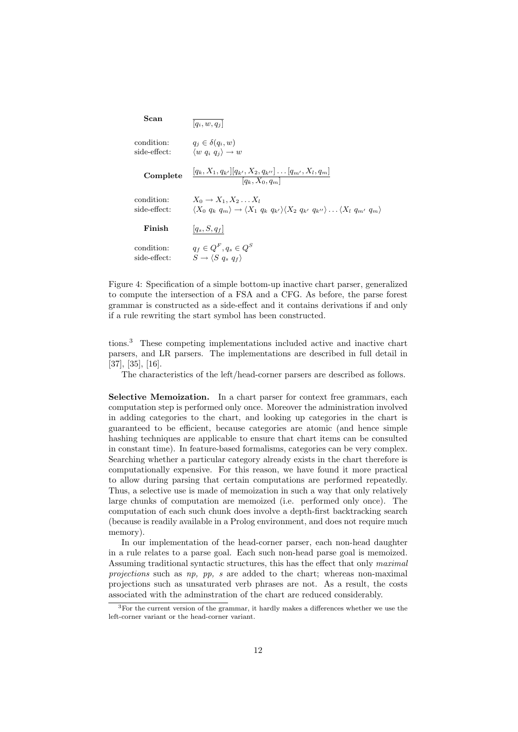**Scan**

$$\overline{[q_i, w, q_j]}$$

condition: $q_j \in \delta(q_i, w)$
side-effect: $\langle w\ q_i\ q_j \rangle \rightarrow w$

**Complete**

$$\frac{[q_k, X_1, q_{k'}][q_{k'}, X_2, q_{k''}] \ldots [q_{m'}, X_l, q_m]}{[q_k, X_0, q_m]}$$

condition: $X_0 \rightarrow X_1, X_2 \ldots X_l$
side-effect: $\langle X_0\ q_k\ q_m \rangle \rightarrow \langle X_1\ q_k\ q_{k'} \rangle \langle X_2\ q_{k'}\ q_{k''} \rangle \ldots \langle X_l\ q_{m'}\ q_m \rangle$

**Finish**

$$\underline{[q_s, S, q_f]}$$

condition: $q_f \in Q^F, q_s \in Q^S$
side-effect: $S \rightarrow \langle S\ q_s\ q_f \rangle$

Figure 4: Specification of a simple bottom-up inactive chart parser, generalized to compute the intersection of a FSA and a CFG. As before, the parse forest grammar is constructed as a side-effect and it contains derivations if and only if a rule rewriting the start symbol has been constructed.

tions.[3] These competing implementations included active and inactive chart parsers, and LR parsers. The implementations are described in full detail in [37], [35], [16].

The characteristics of the left/head-corner parsers are described as follows.

**Selective Memoization.** In a chart parser for context free grammars, each computation step is performed only once. Moreover the administration involved in adding categories to the chart, and looking up categories in the chart is guaranteed to be efficient, because categories are atomic (and hence simple hashing techniques are applicable to ensure that chart items can be consulted in constant time). In feature-based formalisms, categories can be very complex. Searching whether a particular category already exists in the chart therefore is computationally expensive. For this reason, we have found it more practical to allow during parsing that certain computations are performed repeatedly. Thus, a selective use is made of memoization in such a way that only relatively large chunks of computation are memoized (i.e. performed only once). The computation of each such chunk does involve a depth-first backtracking search (because is readily available in a Prolog environment, and does not require much memory).

In our implementation of the head-corner parser, each non-head daughter in a rule relates to a parse goal. Each such non-head parse goal is memoized. Assuming traditional syntactic structures, this has the effect that only *maximal projections* such as *np, pp, s* are added to the chart; whereas non-maximal projections such as unsaturated verb phrases are not. As a result, the costs associated with the adminstration of the chart are reduced considerably.

[3] For the current version of the grammar, it hardly makes a differences whether we use the left-corner variant or the head-corner variant.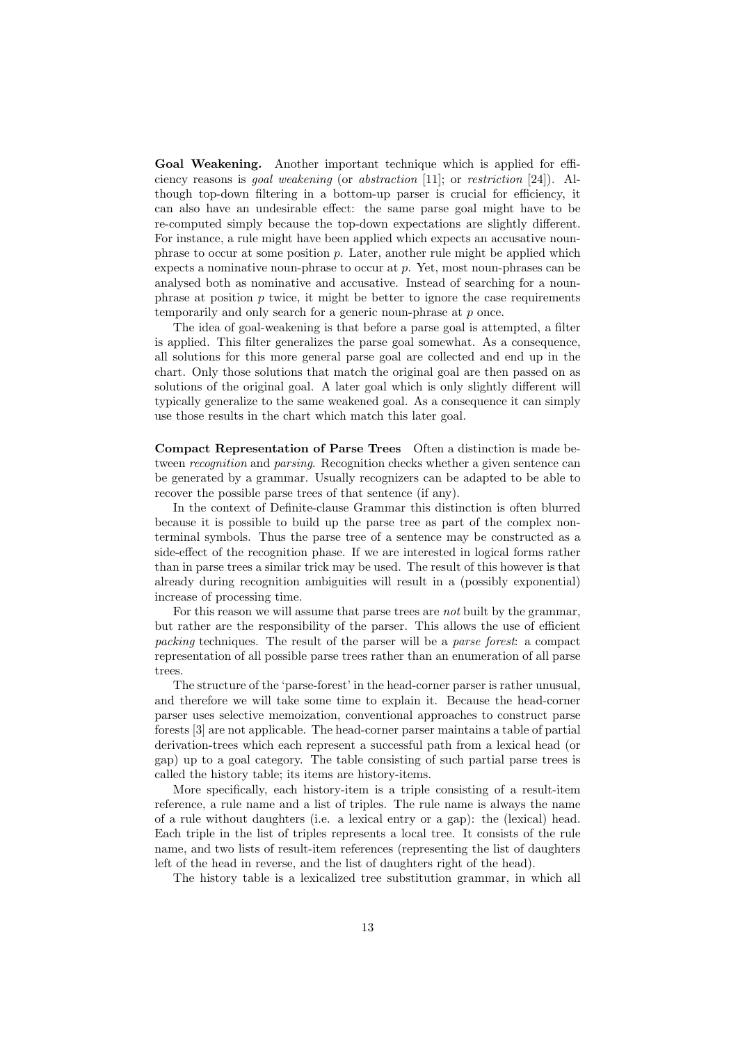**Goal Weakening.** Another important technique which is applied for efficiency reasons is *goal weakening* (or *abstraction* [11]; or *restriction* [24]). Although top-down filtering in a bottom-up parser is crucial for efficiency, it can also have an undesirable effect: the same parse goal might have to be re-computed simply because the top-down expectations are slightly different. For instance, a rule might have been applied which expects an accusative noun-phrase to occur at some position $p$. Later, another rule might be applied which expects a nominative noun-phrase to occur at $p$. Yet, most noun-phrases can be analysed both as nominative and accusative. Instead of searching for a noun-phrase at position $p$ twice, it might be better to ignore the case requirements temporarily and only search for a generic noun-phrase at $p$ once.

The idea of goal-weakening is that before a parse goal is attempted, a filter is applied. This filter generalizes the parse goal somewhat. As a consequence, all solutions for this more general parse goal are collected and end up in the chart. Only those solutions that match the original goal are then passed on as solutions of the original goal. A later goal which is only slightly different will typically generalize to the same weakened goal. As a consequence it can simply use those results in the chart which match this later goal.

**Compact Representation of Parse Trees** Often a distinction is made between *recognition* and *parsing*. Recognition checks whether a given sentence can be generated by a grammar. Usually recognizers can be adapted to be able to recover the possible parse trees of that sentence (if any).

In the context of Definite-clause Grammar this distinction is often blurred because it is possible to build up the parse tree as part of the complex non-terminal symbols. Thus the parse tree of a sentence may be constructed as a side-effect of the recognition phase. If we are interested in logical forms rather than in parse trees a similar trick may be used. The result of this however is that already during recognition ambiguities will result in a (possibly exponential) increase of processing time.

For this reason we will assume that parse trees are *not* built by the grammar, but rather are the responsibility of the parser. This allows the use of efficient *packing* techniques. The result of the parser will be a *parse forest*: a compact representation of all possible parse trees rather than an enumeration of all parse trees.

The structure of the 'parse-forest' in the head-corner parser is rather unusual, and therefore we will take some time to explain it. Because the head-corner parser uses selective memoization, conventional approaches to construct parse forests [3] are not applicable. The head-corner parser maintains a table of partial derivation-trees which each represent a successful path from a lexical head (or gap) up to a goal category. The table consisting of such partial parse trees is called the history table; its items are history-items.

More specifically, each history-item is a triple consisting of a result-item reference, a rule name and a list of triples. The rule name is always the name of a rule without daughters (i.e. a lexical entry or a gap): the (lexical) head. Each triple in the list of triples represents a local tree. It consists of the rule name, and two lists of result-item references (representing the list of daughters left of the head in reverse, and the list of daughters right of the head).

The history table is a lexicalized tree substitution grammar, in which all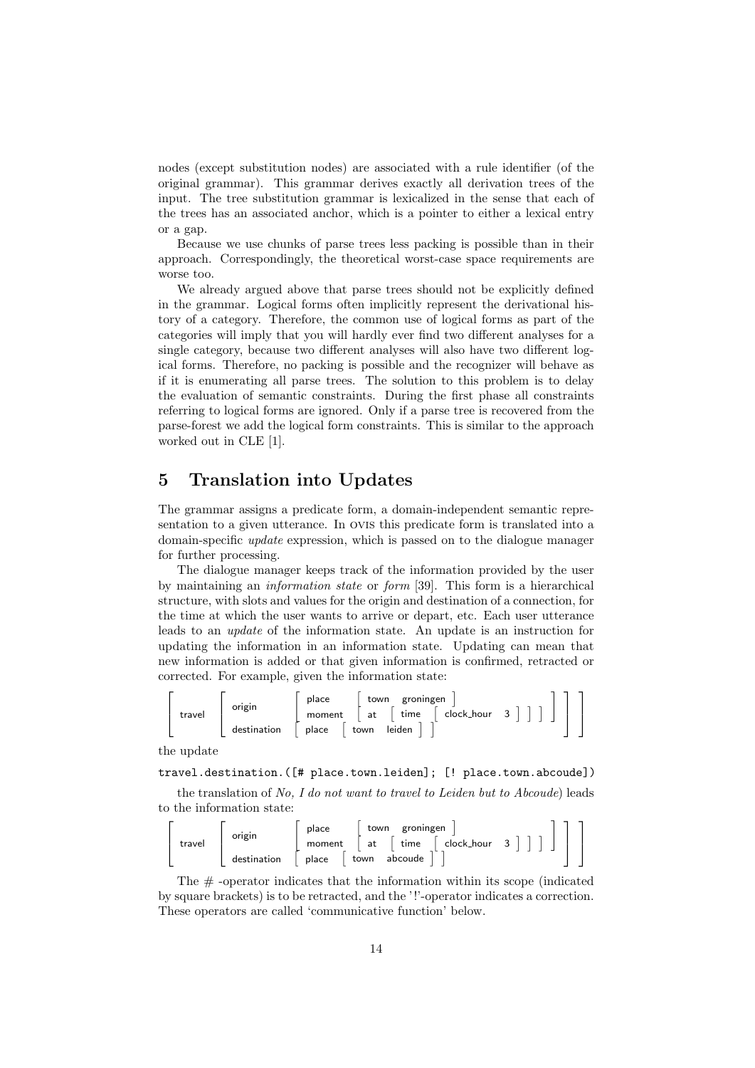nodes (except substitution nodes) are associated with a rule identifier (of the original grammar). This grammar derives exactly all derivation trees of the input. The tree substitution grammar is lexicalized in the sense that each of the trees has an associated anchor, which is a pointer to either a lexical entry or a gap.

Because we use chunks of parse trees less packing is possible than in their approach. Correspondingly, the theoretical worst-case space requirements are worse too.

We already argued above that parse trees should not be explicitly defined in the grammar. Logical forms often implicitly represent the derivational history of a category. Therefore, the common use of logical forms as part of the categories will imply that you will hardly ever find two different analyses for a single category, because two different analyses will also have two different logical forms. Therefore, no packing is possible and the recognizer will behave as if it is enumerating all parse trees. The solution to this problem is to delay the evaluation of semantic constraints. During the first phase all constraints referring to logical forms are ignored. Only if a parse tree is recovered from the parse-forest we add the logical form constraints. This is similar to the approach worked out in CLE [1].

# 5 Translation into Updates

The grammar assigns a predicate form, a domain-independent semantic representation to a given utterance. In OVIS this predicate form is translated into a domain-specific *update* expression, which is passed on to the dialogue manager for further processing.

The dialogue manager keeps track of the information provided by the user by maintaining an *information state* or *form* [39]. This form is a hierarchical structure, with slots and values for the origin and destination of a connection, for the time at which the user wants to arrive or depart, etc. Each user utterance leads to an *update* of the information state. An update is an instruction for updating the information in an information state. Updating can mean that new information is added or that given information is confirmed, retracted or corrected. For example, given the information state:

$$\left[\ \mathsf{travel}\ \left[\begin{array}{ll}\mathsf{origin} & \left[\begin{array}{ll}\mathsf{place} & \left[\ \mathsf{town}\ \ \mathsf{groningen}\ \right] \\ \mathsf{moment} & \left[\ \mathsf{at}\ \left[\ \mathsf{time}\ \left[\ \mathsf{clock\_hour}\ \ 3\ \right]\ \right]\ \right]\end{array}\right] \\ \mathsf{destination} & \left[\ \mathsf{place}\ \left[\ \mathsf{town}\ \ \mathsf{leiden}\ \right]\ \right]\end{array}\right]\ \right]$$

the update

```
travel.destination.([# place.town.leiden]; [! place.town.abcoude])
```

the translation of *No, I do not want to travel to Leiden but to Abcoude*) leads to the information state:

$$\left[\ \mathsf{travel}\ \left[\begin{array}{ll}\mathsf{origin} & \left[\begin{array}{ll}\mathsf{place} & \left[\ \mathsf{town}\ \ \mathsf{groningen}\ \right] \\ \mathsf{moment} & \left[\ \mathsf{at}\ \left[\ \mathsf{time}\ \left[\ \mathsf{clock\_hour}\ \ 3\ \right]\ \right]\ \right]\end{array}\right] \\ \mathsf{destination} & \left[\ \mathsf{place}\ \left[\ \mathsf{town}\ \ \mathsf{abcoude}\ \right]\ \right]\end{array}\right]\ \right]$$

The # -operator indicates that the information within its scope (indicated by square brackets) is to be retracted, and the '!'-operator indicates a correction. These operators are called 'communicative function' below.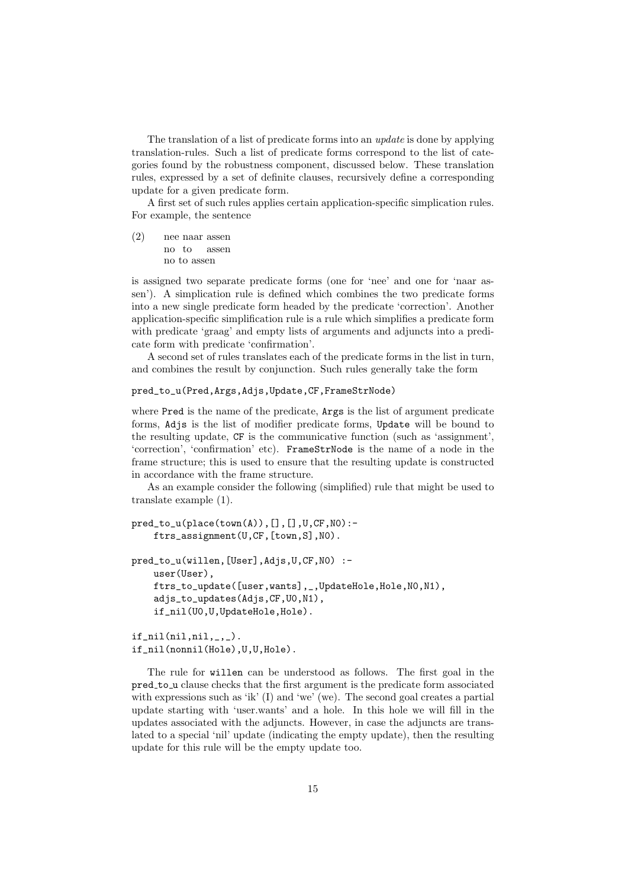The translation of a list of predicate forms into an *update* is done by applying translation-rules. Such a list of predicate forms correspond to the list of categories found by the robustness component, discussed below. These translation rules, expressed by a set of definite clauses, recursively define a corresponding update for a given predicate form.

A first set of such rules applies certain application-specific simplication rules. For example, the sentence

(2) nee naar assen
 no to assen
 no to assen

is assigned two separate predicate forms (one for 'nee' and one for 'naar assen'). A simplication rule is defined which combines the two predicate forms into a new single predicate form headed by the predicate 'correction'. Another application-specific simplification rule is a rule which simplifies a predicate form with predicate 'graag' and empty lists of arguments and adjuncts into a predicate form with predicate 'confirmation'.

A second set of rules translates each of the predicate forms in the list in turn, and combines the result by conjunction. Such rules generally take the form

```
pred_to_u(Pred,Args,Adjs,Update,CF,FrameStrNode)
```

where `Pred` is the name of the predicate, `Args` is the list of argument predicate forms, `Adjs` is the list of modifier predicate forms, `Update` will be bound to the resulting update, `CF` is the communicative function (such as 'assignment', 'correction', 'confirmation' etc). `FrameStrNode` is the name of a node in the frame structure; this is used to ensure that the resulting update is constructed in accordance with the frame structure.

As an example consider the following (simplified) rule that might be used to translate example (1).

```
pred_to_u(place(town(A)),[],[],U,CF,N0):-
    ftrs_assignment(U,CF,[town,S],N0).

pred_to_u(willen,[User],Adjs,U,CF,N0) :-
    user(User),
    ftrs_to_update([user,wants],_,UpdateHole,Hole,N0,N1),
    adjs_to_updates(Adjs,CF,U0,N1),
    if_nil(U0,U,UpdateHole,Hole).

if_nil(nil,nil,_,_).
if_nil(nonnil(Hole),U,U,Hole).
```

The rule for `willen` can be understood as follows. The first goal in the pred_to_u clause checks that the first argument is the predicate form associated with expressions such as 'ik' (I) and 'we' (we). The second goal creates a partial update starting with 'user.wants' and a hole. In this hole we will fill in the updates associated with the adjuncts. However, in case the adjuncts are translated to a special 'nil' update (indicating the empty update), then the resulting update for this rule will be the empty update too.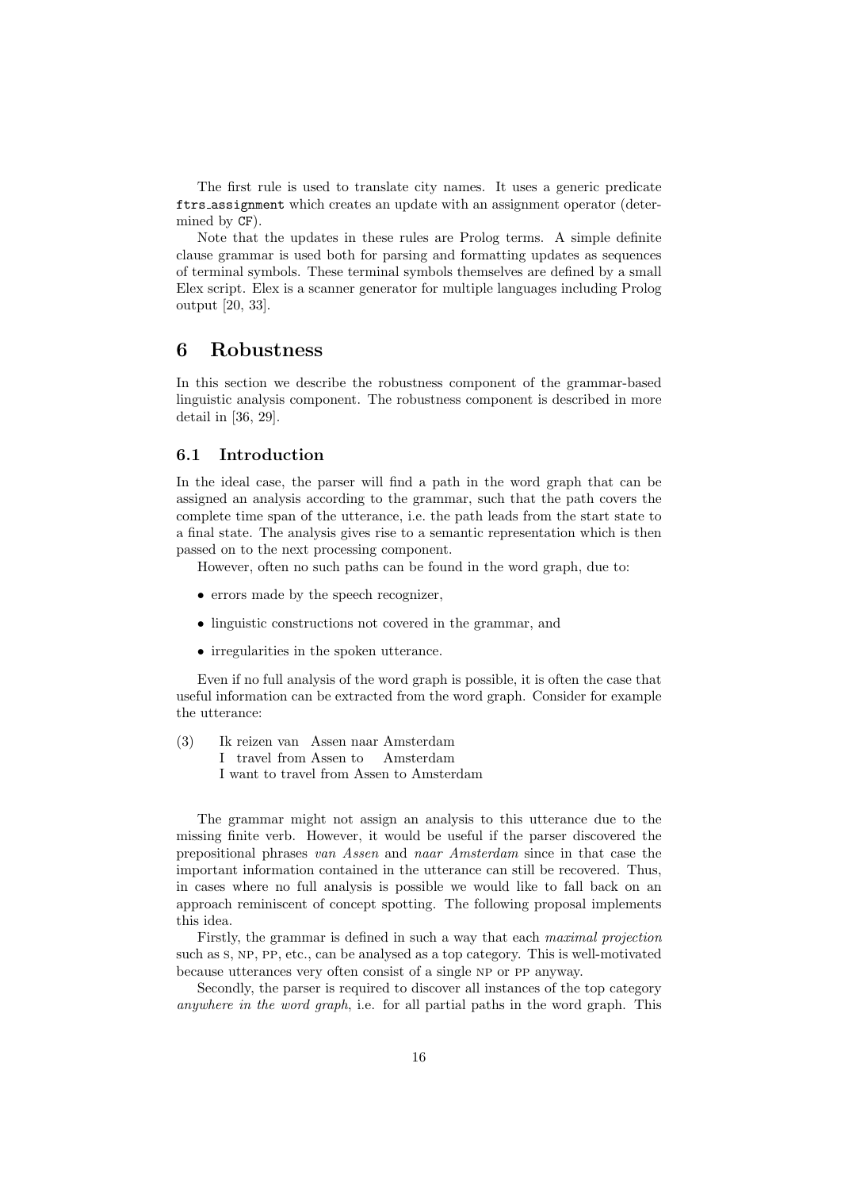The first rule is used to translate city names. It uses a generic predicate `ftrs_assignment` which creates an update with an assignment operator (determined by `CF`).

Note that the updates in these rules are Prolog terms. A simple definite clause grammar is used both for parsing and formatting updates as sequences of terminal symbols. These terminal symbols themselves are defined by a small Elex script. Elex is a scanner generator for multiple languages including Prolog output [20, 33].

# 6 Robustness

In this section we describe the robustness component of the grammar-based linguistic analysis component. The robustness component is described in more detail in [36, 29].

## 6.1 Introduction

In the ideal case, the parser will find a path in the word graph that can be assigned an analysis according to the grammar, such that the path covers the complete time span of the utterance, i.e. the path leads from the start state to a final state. The analysis gives rise to a semantic representation which is then passed on to the next processing component.

However, often no such paths can be found in the word graph, due to:

- errors made by the speech recognizer,
- linguistic constructions not covered in the grammar, and
- irregularities in the spoken utterance.

Even if no full analysis of the word graph is possible, it is often the case that useful information can be extracted from the word graph. Consider for example the utterance:

(3) Ik reizen van Assen naar Amsterdam
 I travel from Assen to Amsterdam
 I want to travel from Assen to Amsterdam

The grammar might not assign an analysis to this utterance due to the missing finite verb. However, it would be useful if the parser discovered the prepositional phrases *van Assen* and *naar Amsterdam* since in that case the important information contained in the utterance can still be recovered. Thus, in cases where no full analysis is possible we would like to fall back on an approach reminiscent of concept spotting. The following proposal implements this idea.

Firstly, the grammar is defined in such a way that each *maximal projection* such as S, NP, PP, etc., can be analysed as a top category. This is well-motivated because utterances very often consist of a single NP or PP anyway.

Secondly, the parser is required to discover all instances of the top category *anywhere in the word graph*, i.e. for all partial paths in the word graph. This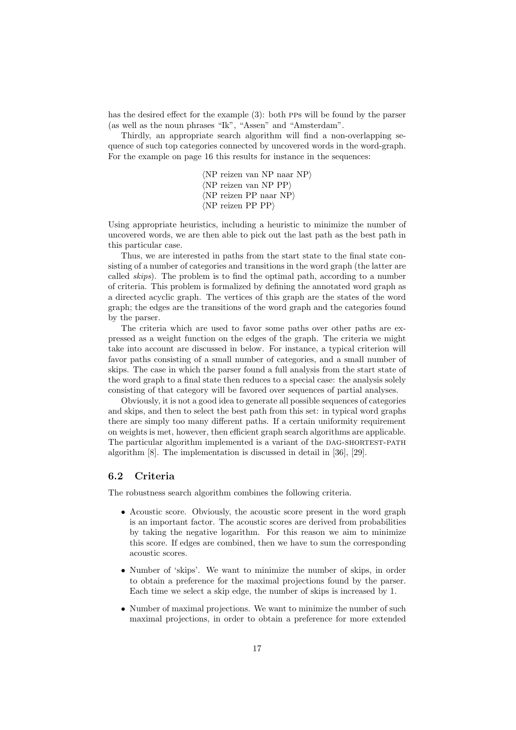has the desired effect for the example (3): both PPs will be found by the parser (as well as the noun phrases "Ik", "Assen" and "Amsterdam".

Thirdly, an appropriate search algorithm will find a non-overlapping sequence of such top categories connected by uncovered words in the word-graph. For the example on page 16 this results for instance in the sequences:

⟨NP reizen van NP naar NP⟩
⟨NP reizen van NP PP⟩
⟨NP reizen PP naar NP⟩
⟨NP reizen PP PP⟩

Using appropriate heuristics, including a heuristic to minimize the number of uncovered words, we are then able to pick out the last path as the best path in this particular case.

Thus, we are interested in paths from the start state to the final state consisting of a number of categories and transitions in the word graph (the latter are called *skips*). The problem is to find the optimal path, according to a number of criteria. This problem is formalized by defining the annotated word graph as a directed acyclic graph. The vertices of this graph are the states of the word graph; the edges are the transitions of the word graph and the categories found by the parser.

The criteria which are used to favor some paths over other paths are expressed as a weight function on the edges of the graph. The criteria we might take into account are discussed in below. For instance, a typical criterion will favor paths consisting of a small number of categories, and a small number of skips. The case in which the parser found a full analysis from the start state of the word graph to a final state then reduces to a special case: the analysis solely consisting of that category will be favored over sequences of partial analyses.

Obviously, it is not a good idea to generate all possible sequences of categories and skips, and then to select the best path from this set: in typical word graphs there are simply too many different paths. If a certain uniformity requirement on weights is met, however, then efficient graph search algorithms are applicable. The particular algorithm implemented is a variant of the DAG-SHORTEST-PATH algorithm [8]. The implementation is discussed in detail in [36], [29].

### 6.2 Criteria

The robustness search algorithm combines the following criteria.

- Acoustic score. Obviously, the acoustic score present in the word graph is an important factor. The acoustic scores are derived from probabilities by taking the negative logarithm. For this reason we aim to minimize this score. If edges are combined, then we have to sum the corresponding acoustic scores.
- Number of 'skips'. We want to minimize the number of skips, in order to obtain a preference for the maximal projections found by the parser. Each time we select a skip edge, the number of skips is increased by 1.
- Number of maximal projections. We want to minimize the number of such maximal projections, in order to obtain a preference for more extended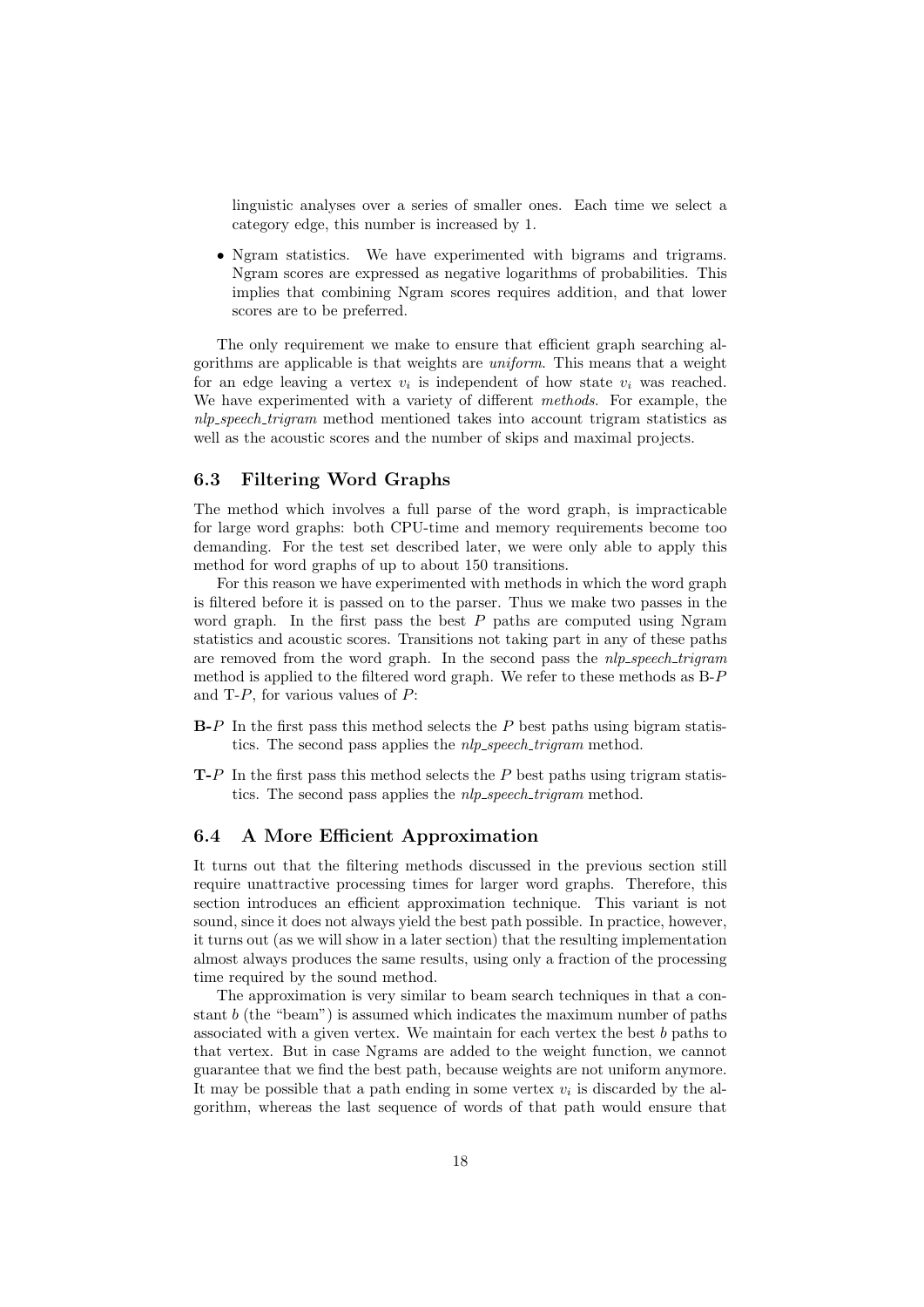linguistic analyses over a series of smaller ones. Each time we select a category edge, this number is increased by 1.

- Ngram statistics. We have experimented with bigrams and trigrams. Ngram scores are expressed as negative logarithms of probabilities. This implies that combining Ngram scores requires addition, and that lower scores are to be preferred.

The only requirement we make to ensure that efficient graph searching algorithms are applicable is that weights are *uniform*. This means that a weight for an edge leaving a vertex $v_i$ is independent of how state $v_i$ was reached. We have experimented with a variety of different *methods*. For example, the *nlp_speech_trigram* method mentioned takes into account trigram statistics as well as the acoustic scores and the number of skips and maximal projects.

### 6.3 Filtering Word Graphs

The method which involves a full parse of the word graph, is impracticable for large word graphs: both CPU-time and memory requirements become too demanding. For the test set described later, we were only able to apply this method for word graphs of up to about 150 transitions.

For this reason we have experimented with methods in which the word graph is filtered before it is passed on to the parser. Thus we make two passes in the word graph. In the first pass the best $P$ paths are computed using Ngram statistics and acoustic scores. Transitions not taking part in any of these paths are removed from the word graph. In the second pass the *nlp_speech_trigram* method is applied to the filtered word graph. We refer to these methods as B-$P$ and T-$P$, for various values of $P$:

**B-$P$** In the first pass this method selects the $P$ best paths using bigram statistics. The second pass applies the *nlp_speech_trigram* method.

**T-$P$** In the first pass this method selects the $P$ best paths using trigram statistics. The second pass applies the *nlp_speech_trigram* method.

### 6.4 A More Efficient Approximation

It turns out that the filtering methods discussed in the previous section still require unattractive processing times for larger word graphs. Therefore, this section introduces an efficient approximation technique. This variant is not sound, since it does not always yield the best path possible. In practice, however, it turns out (as we will show in a later section) that the resulting implementation almost always produces the same results, using only a fraction of the processing time required by the sound method.

The approximation is very similar to beam search techniques in that a constant $b$ (the "beam") is assumed which indicates the maximum number of paths associated with a given vertex. We maintain for each vertex the best $b$ paths to that vertex. But in case Ngrams are added to the weight function, we cannot guarantee that we find the best path, because weights are not uniform anymore. It may be possible that a path ending in some vertex $v_i$ is discarded by the algorithm, whereas the last sequence of words of that path would ensure that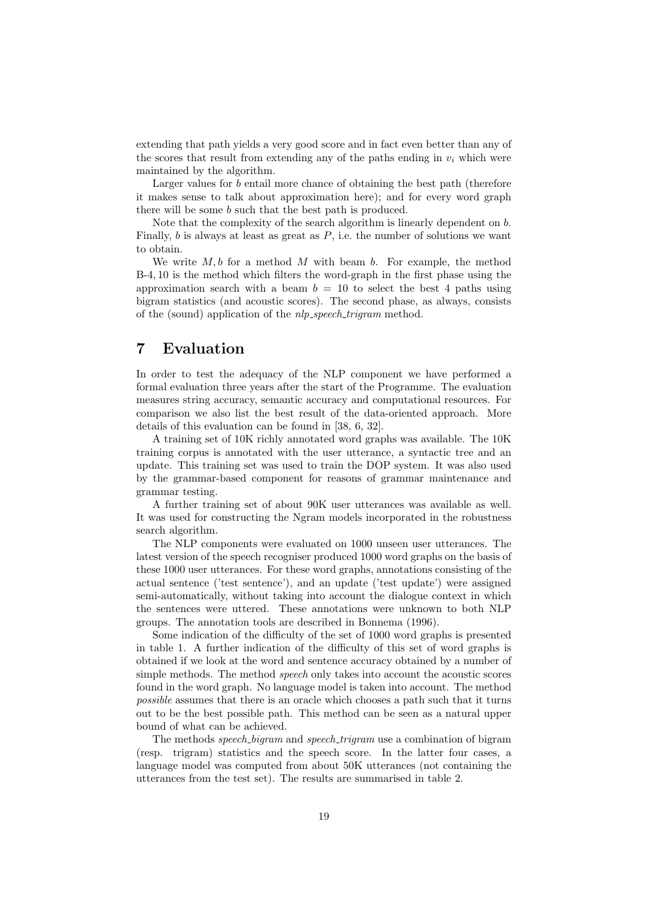extending that path yields a very good score and in fact even better than any of the scores that result from extending any of the paths ending in $v_i$ which were maintained by the algorithm.

Larger values for $b$ entail more chance of obtaining the best path (therefore it makes sense to talk about approximation here); and for every word graph there will be some $b$ such that the best path is produced.

Note that the complexity of the search algorithm is linearly dependent on $b$. Finally, $b$ is always at least as great as $P$, i.e. the number of solutions we want to obtain.

We write $M, b$ for a method $M$ with beam $b$. For example, the method B-4, 10 is the method which filters the word-graph in the first phase using the approximation search with a beam $b = 10$ to select the best 4 paths using bigram statistics (and acoustic scores). The second phase, as always, consists of the (sound) application of the *nlp_speech_trigram* method.

# 7 Evaluation

In order to test the adequacy of the NLP component we have performed a formal evaluation three years after the start of the Programme. The evaluation measures string accuracy, semantic accuracy and computational resources. For comparison we also list the best result of the data-oriented approach. More details of this evaluation can be found in [38, 6, 32].

A training set of 10K richly annotated word graphs was available. The 10K training corpus is annotated with the user utterance, a syntactic tree and an update. This training set was used to train the DOP system. It was also used by the grammar-based component for reasons of grammar maintenance and grammar testing.

A further training set of about 90K user utterances was available as well. It was used for constructing the Ngram models incorporated in the robustness search algorithm.

The NLP components were evaluated on 1000 unseen user utterances. The latest version of the speech recogniser produced 1000 word graphs on the basis of these 1000 user utterances. For these word graphs, annotations consisting of the actual sentence ('test sentence'), and an update ('test update') were assigned semi-automatically, without taking into account the dialogue context in which the sentences were uttered. These annotations were unknown to both NLP groups. The annotation tools are described in Bonnema (1996).

Some indication of the difficulty of the set of 1000 word graphs is presented in table 1. A further indication of the difficulty of this set of word graphs is obtained if we look at the word and sentence accuracy obtained by a number of simple methods. The method *speech* only takes into account the acoustic scores found in the word graph. No language model is taken into account. The method *possible* assumes that there is an oracle which chooses a path such that it turns out to be the best possible path. This method can be seen as a natural upper bound of what can be achieved.

The methods *speech_bigram* and *speech_trigram* use a combination of bigram (resp. trigram) statistics and the speech score. In the latter four cases, a language model was computed from about 50K utterances (not containing the utterances from the test set). The results are summarised in table 2.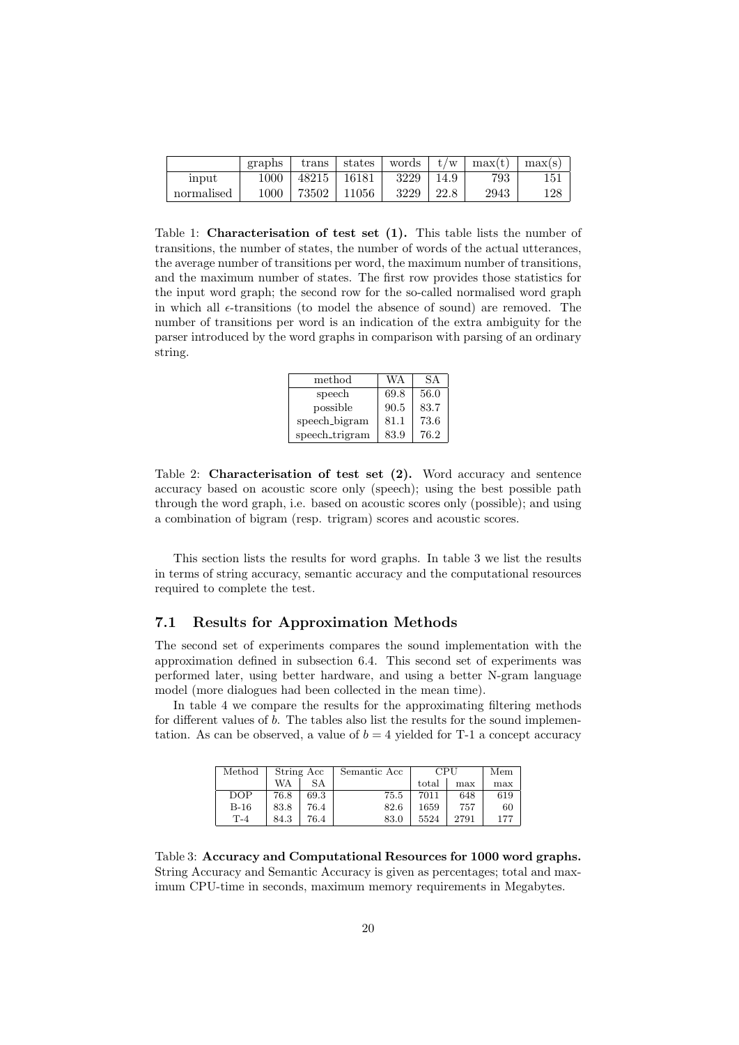| | graphs | trans | states | words | t/w | max(t) | max(s) |
|---|---|---|---|---|---|---|---|
| input | 1000 | 48215 | 16181 | 3229 | 14.9 | 793 | 151 |
| normalised | 1000 | 73502 | 11056 | 3229 | 22.8 | 2943 | 128 |

Table 1: **Characterisation of test set (1).** This table lists the number of transitions, the number of states, the number of words of the actual utterances, the average number of transitions per word, the maximum number of transitions, and the maximum number of states. The first row provides those statistics for the input word graph; the second row for the so-called normalised word graph in which all $\epsilon$-transitions (to model the absence of sound) are removed. The number of transitions per word is an indication of the extra ambiguity for the parser introduced by the word graphs in comparison with parsing of an ordinary string.

| method | WA | SA |
|---|---|---|
| speech | 69.8 | 56.0 |
| possible | 90.5 | 83.7 |
| speech_bigram | 81.1 | 73.6 |
| speech_trigram | 83.9 | 76.2 |

Table 2: **Characterisation of test set (2).** Word accuracy and sentence accuracy based on acoustic score only (speech); using the best possible path through the word graph, i.e. based on acoustic scores only (possible); and using a combination of bigram (resp. trigram) scores and acoustic scores.

This section lists the results for word graphs. In table 3 we list the results in terms of string accuracy, semantic accuracy and the computational resources required to complete the test.

## 7.1 Results for Approximation Methods

The second set of experiments compares the sound implementation with the approximation defined in subsection 6.4. This second set of experiments was performed later, using better hardware, and using a better N-gram language model (more dialogues had been collected in the mean time).

In table 4 we compare the results for the approximating filtering methods for different values of $b$. The tables also list the results for the sound implementation. As can be observed, a value of $b = 4$ yielded for T-1 a concept accuracy

| Method | String Acc | | Semantic Acc | CPU | | Mem |
|---|---|---|---|---|---|---|
| | WA | SA | | total | max | max |
| DOP | 76.8 | 69.3 | 75.5 | 7011 | 648 | 619 |
| B-16 | 83.8 | 76.4 | 82.6 | 1659 | 757 | 60 |
| T-4 | 84.3 | 76.4 | 83.0 | 5524 | 2791 | 177 |

Table 3: **Accuracy and Computational Resources for 1000 word graphs.** String Accuracy and Semantic Accuracy is given as percentages; total and maximum CPU-time in seconds, maximum memory requirements in Megabytes.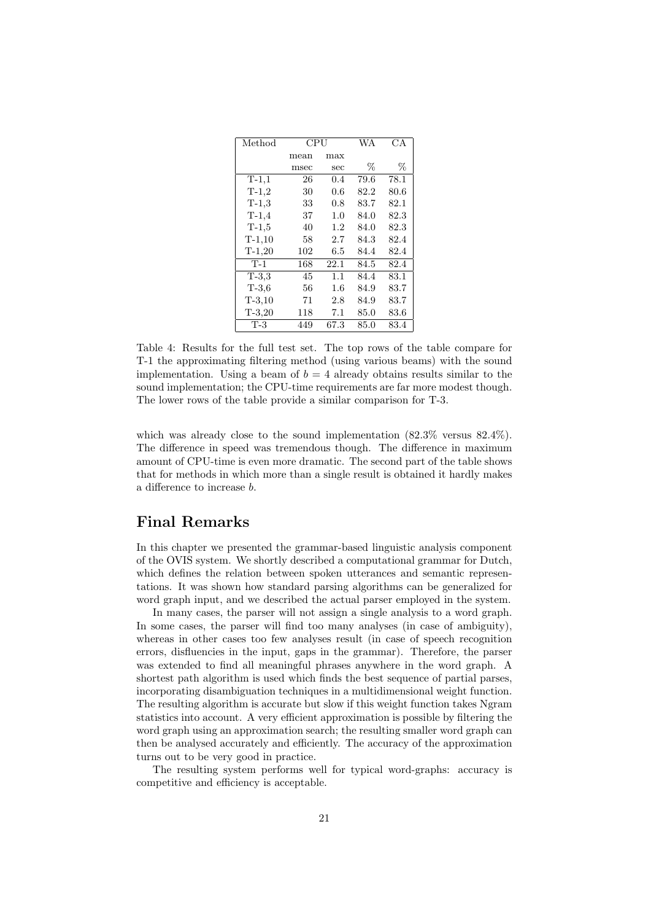| Method | CPU | | WA | CA |
|---|---|---|---|---|
| | mean | max | | |
| | msec | sec | % | % |
| T-1,1 | 26 | 0.4 | 79.6 | 78.1 |
| T-1,2 | 30 | 0.6 | 82.2 | 80.6 |
| T-1,3 | 33 | 0.8 | 83.7 | 82.1 |
| T-1,4 | 37 | 1.0 | 84.0 | 82.3 |
| T-1,5 | 40 | 1.2 | 84.0 | 82.3 |
| T-1,10 | 58 | 2.7 | 84.3 | 82.4 |
| T-1,20 | 102 | 6.5 | 84.4 | 82.4 |
| T-1 | 168 | 22.1 | 84.5 | 82.4 |
| T-3,3 | 45 | 1.1 | 84.4 | 83.1 |
| T-3,6 | 56 | 1.6 | 84.9 | 83.7 |
| T-3,10 | 71 | 2.8 | 84.9 | 83.7 |
| T-3,20 | 118 | 7.1 | 85.0 | 83.6 |
| T-3 | 449 | 67.3 | 85.0 | 83.4 |

Table 4: Results for the full test set. The top rows of the table compare for T-1 the approximating filtering method (using various beams) with the sound implementation. Using a beam of $b = 4$ already obtains results similar to the sound implementation; the CPU-time requirements are far more modest though. The lower rows of the table provide a similar comparison for T-3.

which was already close to the sound implementation (82.3% versus 82.4%). The difference in speed was tremendous though. The difference in maximum amount of CPU-time is even more dramatic. The second part of the table shows that for methods in which more than a single result is obtained it hardly makes a difference to increase $b$.

## Final Remarks

In this chapter we presented the grammar-based linguistic analysis component of the OVIS system. We shortly described a computational grammar for Dutch, which defines the relation between spoken utterances and semantic representations. It was shown how standard parsing algorithms can be generalized for word graph input, and we described the actual parser employed in the system.

In many cases, the parser will not assign a single analysis to a word graph. In some cases, the parser will find too many analyses (in case of ambiguity), whereas in other cases too few analyses result (in case of speech recognition errors, disfluencies in the input, gaps in the grammar). Therefore, the parser was extended to find all meaningful phrases anywhere in the word graph. A shortest path algorithm is used which finds the best sequence of partial parses, incorporating disambiguation techniques in a multidimensional weight function. The resulting algorithm is accurate but slow if this weight function takes Ngram statistics into account. A very efficient approximation is possible by filtering the word graph using an approximation search; the resulting smaller word graph can then be analysed accurately and efficiently. The accuracy of the approximation turns out to be very good in practice.

The resulting system performs well for typical word-graphs: accuracy is competitive and efficiency is acceptable.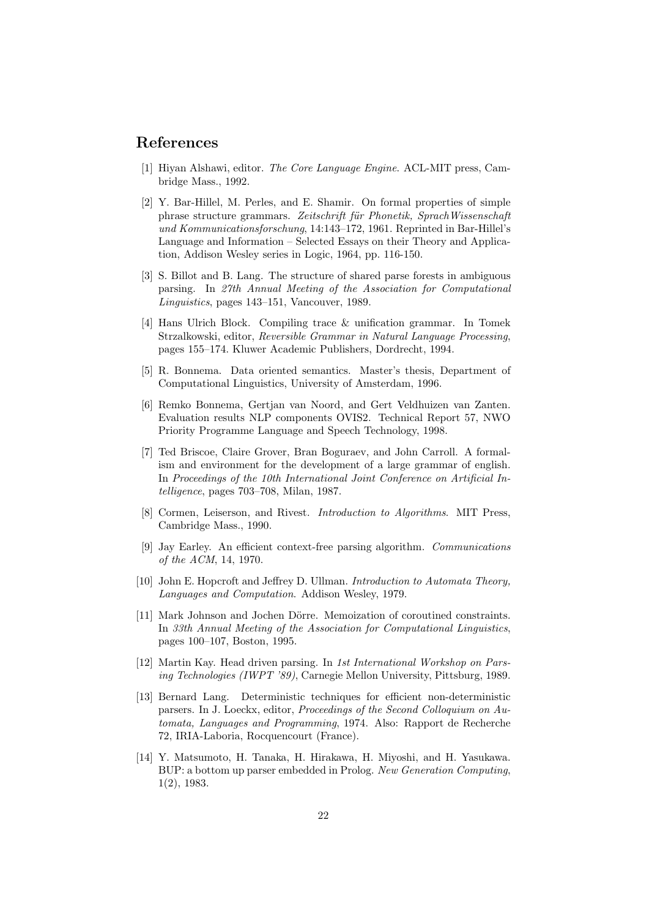## References

[1] Hiyan Alshawi, editor. *The Core Language Engine*. ACL-MIT press, Cambridge Mass., 1992.

[2] Y. Bar-Hillel, M. Perles, and E. Shamir. On formal properties of simple phrase structure grammars. *Zeitschrift für Phonetik, SprachWissenschaft und Kommunicationsforschung*, 14:143–172, 1961. Reprinted in Bar-Hillel's Language and Information – Selected Essays on their Theory and Application, Addison Wesley series in Logic, 1964, pp. 116-150.

[3] S. Billot and B. Lang. The structure of shared parse forests in ambiguous parsing. In *27th Annual Meeting of the Association for Computational Linguistics*, pages 143–151, Vancouver, 1989.

[4] Hans Ulrich Block. Compiling trace & unification grammar. In Tomek Strzalkowski, editor, *Reversible Grammar in Natural Language Processing*, pages 155–174. Kluwer Academic Publishers, Dordrecht, 1994.

[5] R. Bonnema. Data oriented semantics. Master's thesis, Department of Computational Linguistics, University of Amsterdam, 1996.

[6] Remko Bonnema, Gertjan van Noord, and Gert Veldhuizen van Zanten. Evaluation results NLP components OVIS2. Technical Report 57, NWO Priority Programme Language and Speech Technology, 1998.

[7] Ted Briscoe, Claire Grover, Bran Boguraev, and John Carroll. A formalism and environment for the development of a large grammar of english. In *Proceedings of the 10th International Joint Conference on Artificial Intelligence*, pages 703–708, Milan, 1987.

[8] Cormen, Leiserson, and Rivest. *Introduction to Algorithms*. MIT Press, Cambridge Mass., 1990.

[9] Jay Earley. An efficient context-free parsing algorithm. *Communications of the ACM*, 14, 1970.

[10] John E. Hopcroft and Jeffrey D. Ullman. *Introduction to Automata Theory, Languages and Computation*. Addison Wesley, 1979.

[11] Mark Johnson and Jochen Dörre. Memoization of coroutined constraints. In *33th Annual Meeting of the Association for Computational Linguistics*, pages 100–107, Boston, 1995.

[12] Martin Kay. Head driven parsing. In *1st International Workshop on Parsing Technologies (IWPT '89)*, Carnegie Mellon University, Pittsburg, 1989.

[13] Bernard Lang. Deterministic techniques for efficient non-deterministic parsers. In J. Loeckx, editor, *Proceedings of the Second Colloquium on Automata, Languages and Programming*, 1974. Also: Rapport de Recherche 72, IRIA-Laboria, Rocquencourt (France).

[14] Y. Matsumoto, H. Tanaka, H. Hirakawa, H. Miyoshi, and H. Yasukawa. BUP: a bottom up parser embedded in Prolog. *New Generation Computing*, 1(2), 1983.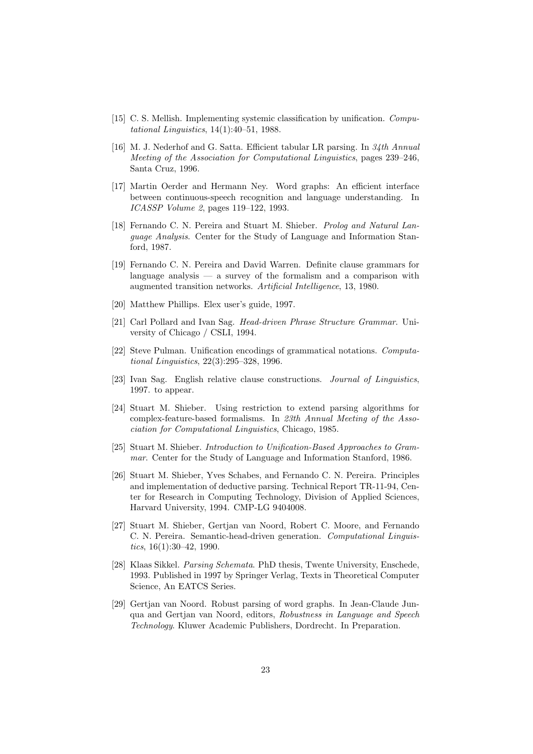[15] C. S. Mellish. Implementing systemic classification by unification. *Computational Linguistics*, 14(1):40–51, 1988.

[16] M. J. Nederhof and G. Satta. Efficient tabular LR parsing. In *34th Annual Meeting of the Association for Computational Linguistics*, pages 239–246, Santa Cruz, 1996.

[17] Martin Oerder and Hermann Ney. Word graphs: An efficient interface between continuous-speech recognition and language understanding. In *ICASSP Volume 2*, pages 119–122, 1993.

[18] Fernando C. N. Pereira and Stuart M. Shieber. *Prolog and Natural Language Analysis*. Center for the Study of Language and Information Stanford, 1987.

[19] Fernando C. N. Pereira and David Warren. Definite clause grammars for language analysis — a survey of the formalism and a comparison with augmented transition networks. *Artificial Intelligence*, 13, 1980.

[20] Matthew Phillips. Elex user's guide, 1997.

[21] Carl Pollard and Ivan Sag. *Head-driven Phrase Structure Grammar*. University of Chicago / CSLI, 1994.

[22] Steve Pulman. Unification encodings of grammatical notations. *Computational Linguistics*, 22(3):295–328, 1996.

[23] Ivan Sag. English relative clause constructions. *Journal of Linguistics*, 1997. to appear.

[24] Stuart M. Shieber. Using restriction to extend parsing algorithms for complex-feature-based formalisms. In *23th Annual Meeting of the Association for Computational Linguistics*, Chicago, 1985.

[25] Stuart M. Shieber. *Introduction to Unification-Based Approaches to Grammar*. Center for the Study of Language and Information Stanford, 1986.

[26] Stuart M. Shieber, Yves Schabes, and Fernando C. N. Pereira. Principles and implementation of deductive parsing. Technical Report TR-11-94, Center for Research in Computing Technology, Division of Applied Sciences, Harvard University, 1994. CMP-LG 9404008.

[27] Stuart M. Shieber, Gertjan van Noord, Robert C. Moore, and Fernando C. N. Pereira. Semantic-head-driven generation. *Computational Linguistics*, 16(1):30–42, 1990.

[28] Klaas Sikkel. *Parsing Schemata*. PhD thesis, Twente University, Enschede, 1993. Published in 1997 by Springer Verlag, Texts in Theoretical Computer Science, An EATCS Series.

[29] Gertjan van Noord. Robust parsing of word graphs. In Jean-Claude Junqua and Gertjan van Noord, editors, *Robustness in Language and Speech Technology*. Kluwer Academic Publishers, Dordrecht. In Preparation.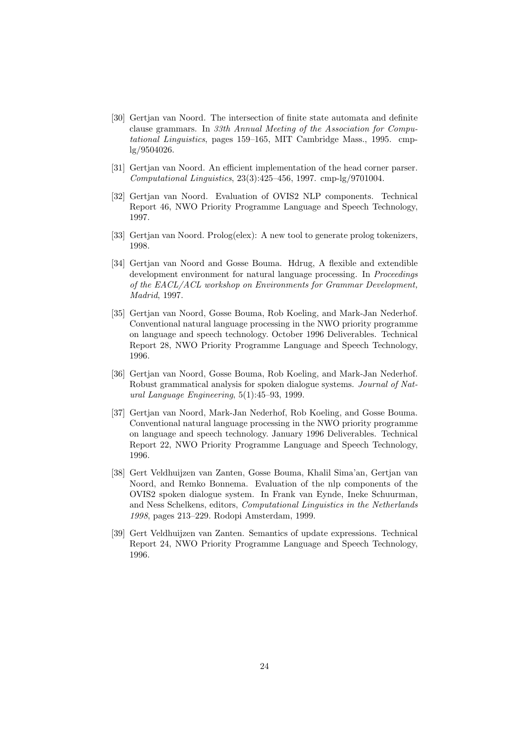[30] Gertjan van Noord. The intersection of finite state automata and definite clause grammars. In *33th Annual Meeting of the Association for Computational Linguistics*, pages 159–165, MIT Cambridge Mass., 1995. cmp-lg/9504026.

[31] Gertjan van Noord. An efficient implementation of the head corner parser. *Computational Linguistics*, 23(3):425–456, 1997. cmp-lg/9701004.

[32] Gertjan van Noord. Evaluation of OVIS2 NLP components. Technical Report 46, NWO Priority Programme Language and Speech Technology, 1997.

[33] Gertjan van Noord. Prolog(elex): A new tool to generate prolog tokenizers, 1998.

[34] Gertjan van Noord and Gosse Bouma. Hdrug, A flexible and extendible development environment for natural language processing. In *Proceedings of the EACL/ACL workshop on Environments for Grammar Development, Madrid*, 1997.

[35] Gertjan van Noord, Gosse Bouma, Rob Koeling, and Mark-Jan Nederhof. Conventional natural language processing in the NWO priority programme on language and speech technology. October 1996 Deliverables. Technical Report 28, NWO Priority Programme Language and Speech Technology, 1996.

[36] Gertjan van Noord, Gosse Bouma, Rob Koeling, and Mark-Jan Nederhof. Robust grammatical analysis for spoken dialogue systems. *Journal of Natural Language Engineering*, 5(1):45–93, 1999.

[37] Gertjan van Noord, Mark-Jan Nederhof, Rob Koeling, and Gosse Bouma. Conventional natural language processing in the NWO priority programme on language and speech technology. January 1996 Deliverables. Technical Report 22, NWO Priority Programme Language and Speech Technology, 1996.

[38] Gert Veldhuijzen van Zanten, Gosse Bouma, Khalil Sima'an, Gertjan van Noord, and Remko Bonnema. Evaluation of the nlp components of the OVIS2 spoken dialogue system. In Frank van Eynde, Ineke Schuurman, and Ness Schelkens, editors, *Computational Linguistics in the Netherlands 1998*, pages 213–229. Rodopi Amsterdam, 1999.

[39] Gert Veldhuijzen van Zanten. Semantics of update expressions. Technical Report 24, NWO Priority Programme Language and Speech Technology, 1996.